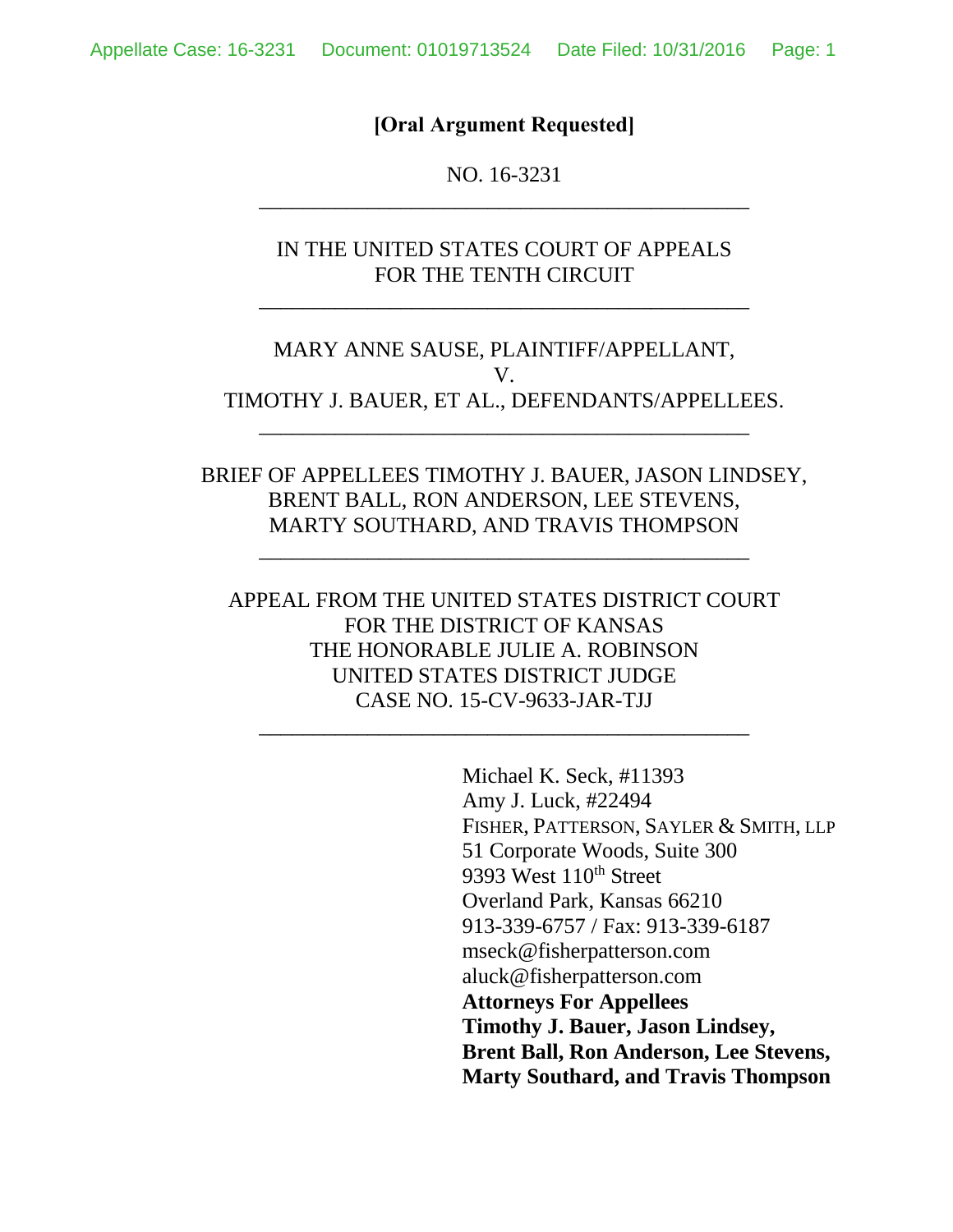**[Oral Argument Requested]**

NO. 16-3231

---

IN THE UNITED STATES COURT OF APPEALS
FOR THE TENTH CIRCUIT

---

MARY ANNE SAUSE, PLAINTIFF/APPELLANT,
V.
TIMOTHY J. BAUER, ET AL., DEFENDANTS/APPELLEES.

---

BRIEF OF APPELLEES TIMOTHY J. BAUER, JASON LINDSEY, BRENT BALL, RON ANDERSON, LEE STEVENS, MARTY SOUTHARD, AND TRAVIS THOMPSON

---

APPEAL FROM THE UNITED STATES DISTRICT COURT
FOR THE DISTRICT OF KANSAS
THE HONORABLE JULIE A. ROBINSON
UNITED STATES DISTRICT JUDGE
CASE NO. 15-CV-9633-JAR-TJJ

---

Michael K. Seck, #11393
Amy J. Luck, #22494
FISHER, PATTERSON, SAYLER & SMITH, LLP
51 Corporate Woods, Suite 300
9393 West 110th Street
Overland Park, Kansas 66210
913-339-6757 / Fax: 913-339-6187
mseck@fisherpatterson.com
aluck@fisherpatterson.com
**Attorneys For Appellees**
**Timothy J. Bauer, Jason Lindsey,**
**Brent Ball, Ron Anderson, Lee Stevens,**
**Marty Southard, and Travis Thompson**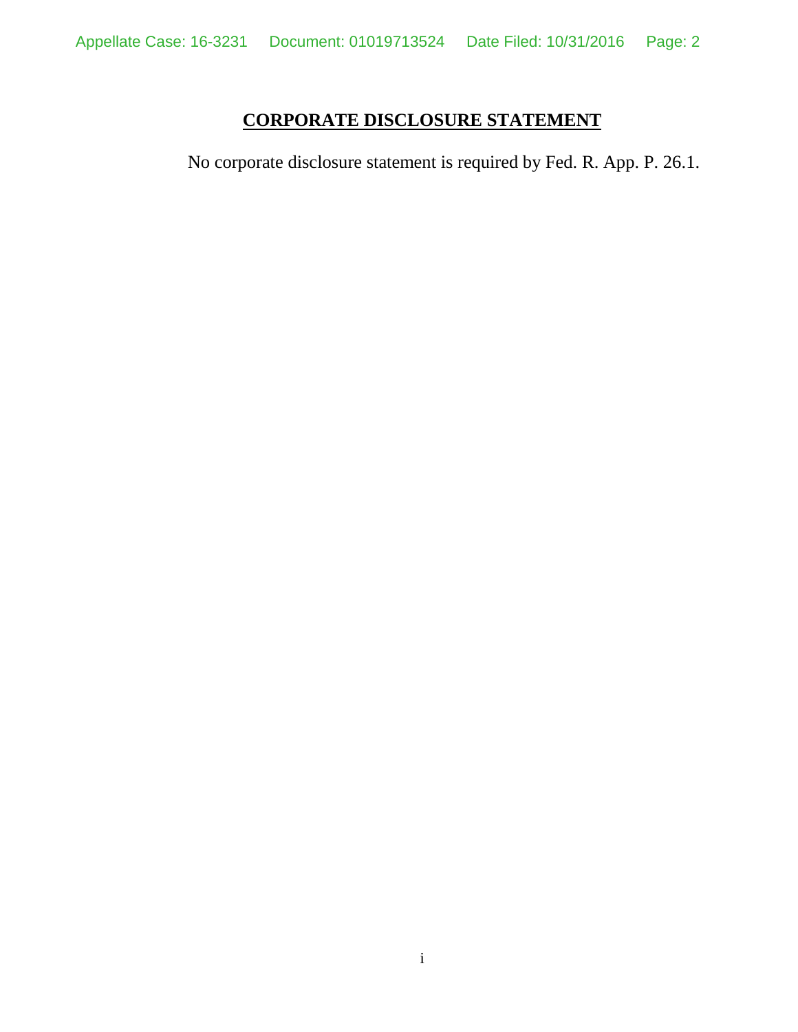## CORPORATE DISCLOSURE STATEMENT

No corporate disclosure statement is required by Fed. R. App. P. 26.1.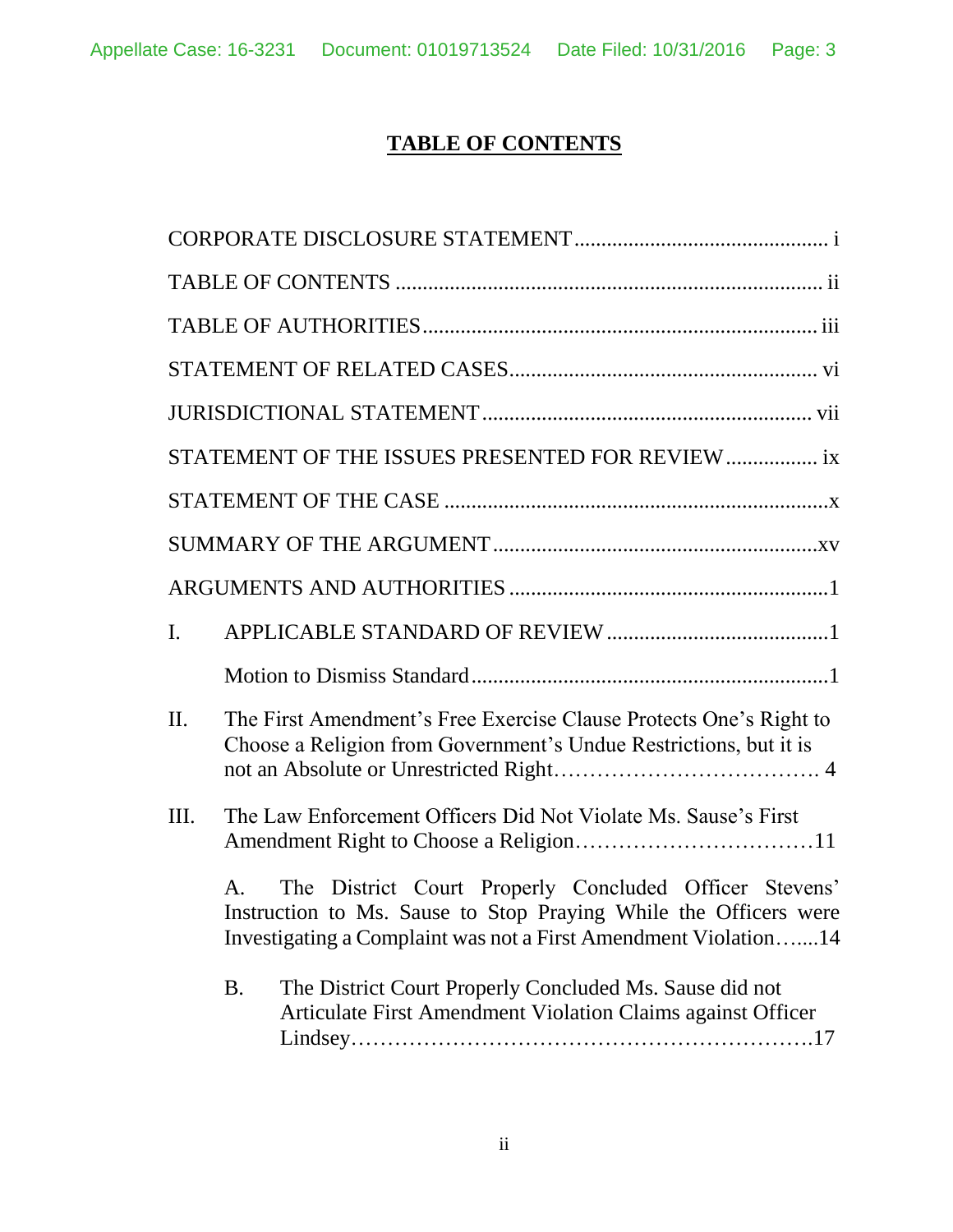# TABLE OF CONTENTS

CORPORATE DISCLOSURE STATEMENT ............................................... i

TABLE OF CONTENTS ............................................................................... ii

TABLE OF AUTHORITIES......................................................................... iii

STATEMENT OF RELATED CASES......................................................... vi

JURISDICTIONAL STATEMENT ............................................................. vii

STATEMENT OF THE ISSUES PRESENTED FOR REVIEW ................. ix

STATEMENT OF THE CASE .......................................................................x

SUMMARY OF THE ARGUMENT .............................................................xv

ARGUMENTS AND AUTHORITIES ...........................................................1

I. APPLICABLE STANDARD OF REVIEW .........................................1

   Motion to Dismiss Standard ..................................................................1

II. The First Amendment's Free Exercise Clause Protects One's Right to Choose a Religion from Government's Undue Restrictions, but it is not an Absolute or Unrestricted Right………………………………. 4

III. The Law Enforcement Officers Did Not Violate Ms. Sause's First Amendment Right to Choose a Religion……………………………11

   A. The District Court Properly Concluded Officer Stevens' Instruction to Ms. Sause to Stop Praying While the Officers were Investigating a Complaint was not a First Amendment Violation…....14

   B. The District Court Properly Concluded Ms. Sause did not Articulate First Amendment Violation Claims against Officer Lindsey……………………………………………………….17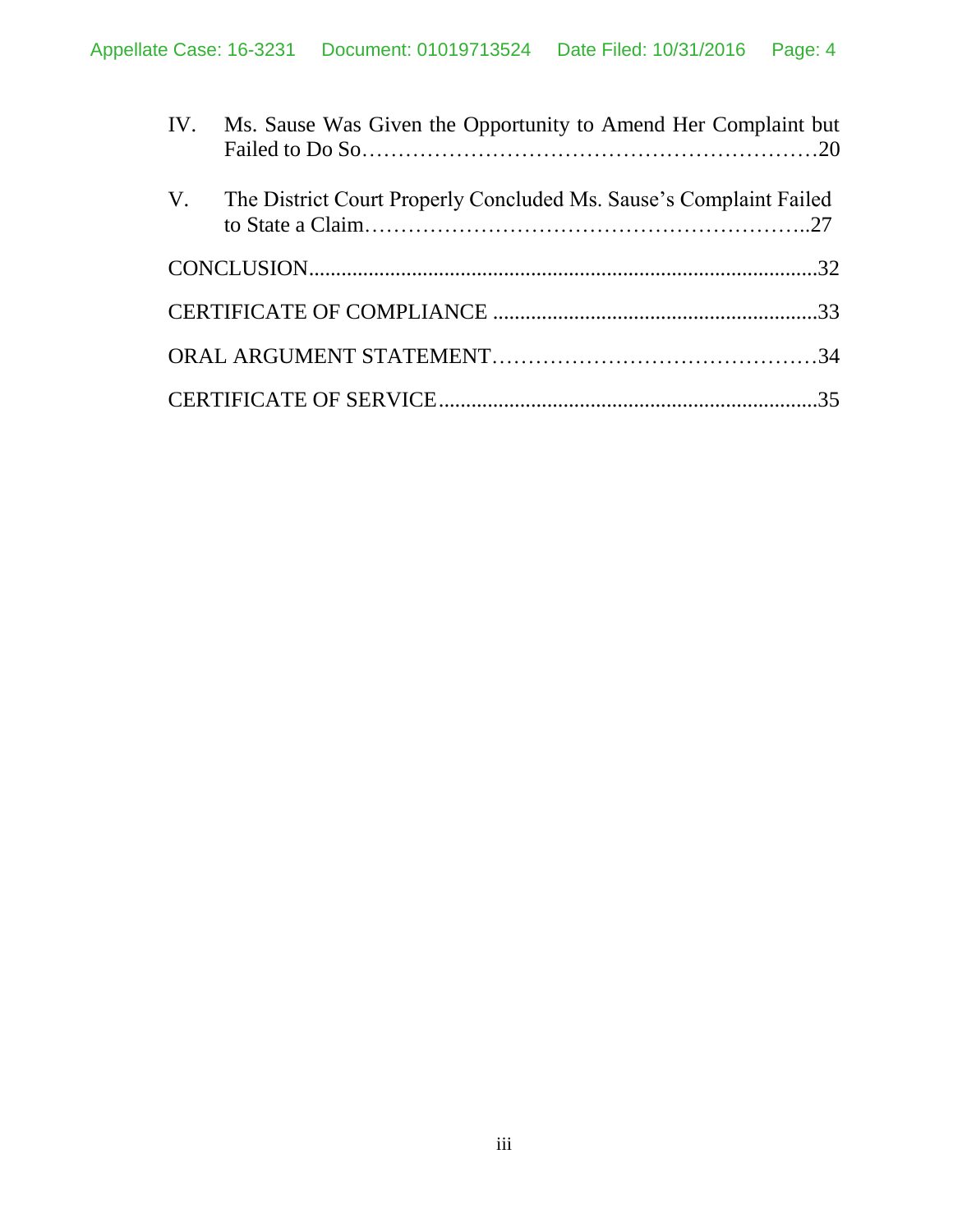IV. Ms. Sause Was Given the Opportunity to Amend Her Complaint but Failed to Do So…………………………………………………………20

V. The District Court Properly Concluded Ms. Sause's Complaint Failed to State a Claim……………………………………………………..27

CONCLUSION..........................................................................................32

CERTIFICATE OF COMPLIANCE ..........................................................33

ORAL ARGUMENT STATEMENT………………………………………34

CERTIFICATE OF SERVICE....................................................................35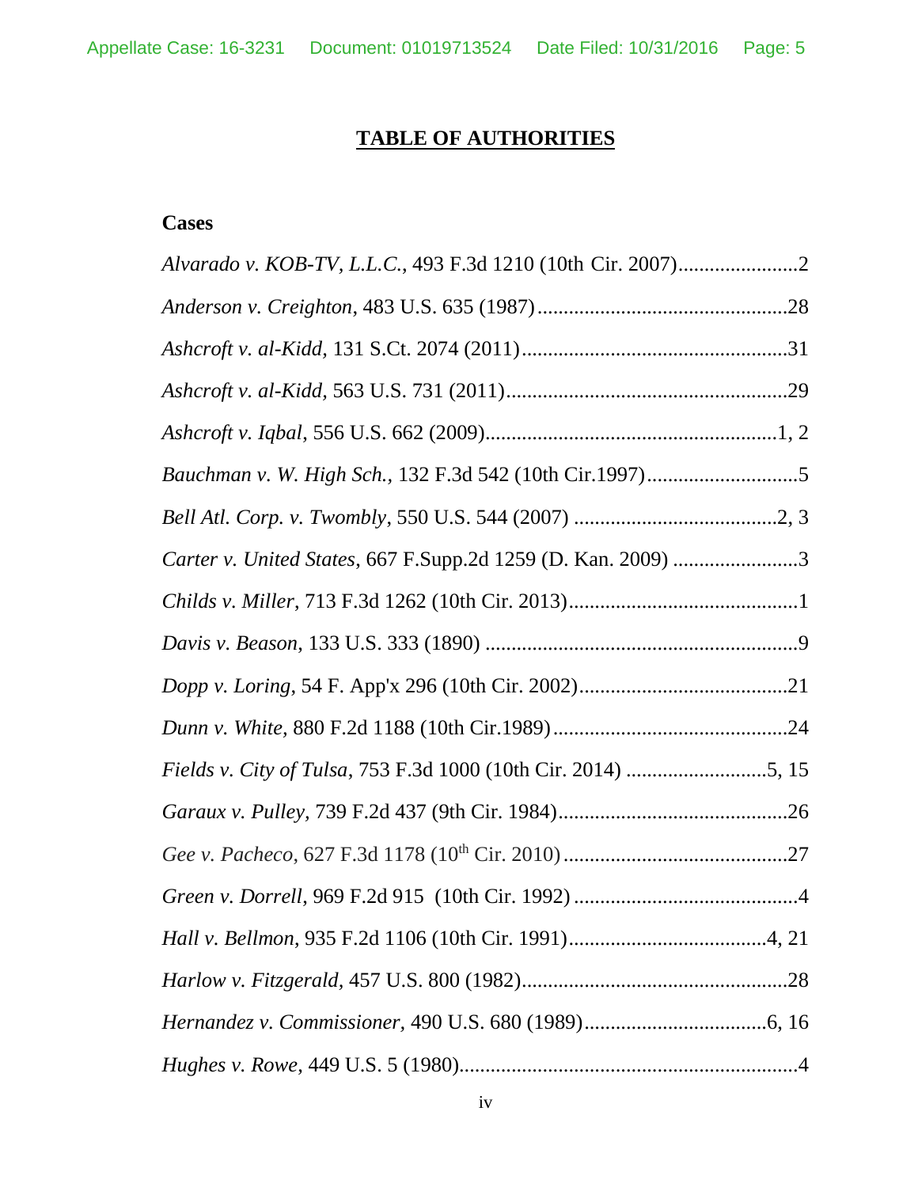# TABLE OF AUTHORITIES

## Cases

*Alvarado v. KOB-TV, L.L.C.*, 493 F.3d 1210 (10th Cir. 2007)........................2

*Anderson v. Creighton*, 483 U.S. 635 (1987)................................................28

*Ashcroft v. al-Kidd,* 131 S.Ct. 2074 (2011)...................................................31

*Ashcroft v. al-Kidd,* 563 U.S. 731 (2011)......................................................29

*Ashcroft v. Iqbal*, 556 U.S. 662 (2009).........................................................1, 2

*Bauchman v. W. High Sch.,* 132 F.3d 542 (10th Cir.1997).............................5

*Bell Atl. Corp. v. Twombly*, 550 U.S. 544 (2007) .......................................2, 3

*Carter v. United States*, 667 F.Supp.2d 1259 (D. Kan. 2009) ........................3

*Childs v. Miller*, 713 F.3d 1262 (10th Cir. 2013)............................................1

*Davis v. Beason*, 133 U.S. 333 (1890) ............................................................9

*Dopp v. Loring*, 54 F. App'x 296 (10th Cir. 2002).........................................21

*Dunn v. White,* 880 F.2d 1188 (10th Cir.1989).............................................24

*Fields v. City of Tulsa*, 753 F.3d 1000 (10th Cir. 2014) ...........................5, 15

*Garaux v. Pulley,* 739 F.2d 437 (9th Cir. 1984)............................................26

*Gee v. Pacheco*, 627 F.3d 1178 (10th Cir. 2010)...........................................27

*Green v. Dorrell*, 969 F.2d 915 (10th Cir. 1992) ...........................................4

*Hall v. Bellmon*, 935 F.2d 1106 (10th Cir. 1991)......................................4, 21

*Harlow v. Fitzgerald,* 457 U.S. 800 (1982)...................................................28

*Hernandez v. Commissioner,* 490 U.S. 680 (1989)...................................6, 16

*Hughes v. Rowe*, 449 U.S. 5 (1980)................................................................4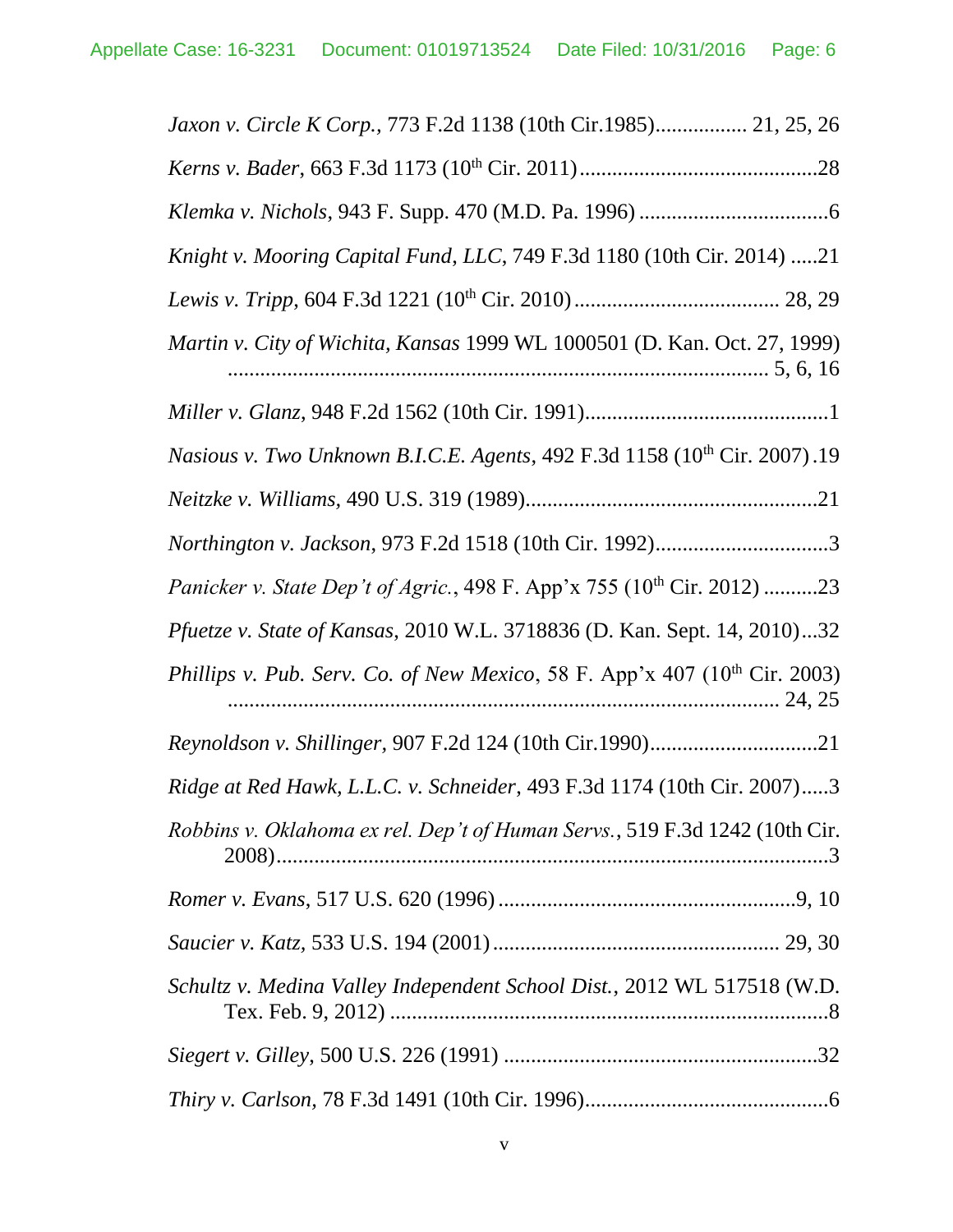*Jaxon v. Circle K Corp.*, 773 F.2d 1138 (10th Cir.1985)................ 21, 25, 26

*Kerns v. Bader*, 663 F.3d 1173 (10th Cir. 2011)............................................28

*Klemka v. Nichols*, 943 F. Supp. 470 (M.D. Pa. 1996) ...................................6

*Knight v. Mooring Capital Fund, LLC*, 749 F.3d 1180 (10th Cir. 2014) .....21

*Lewis v. Tripp*, 604 F.3d 1221 (10th Cir. 2010)..................................... 28, 29

*Martin v. City of Wichita, Kansas* 1999 WL 1000501 (D. Kan. Oct. 27, 1999) ................................................................................................. 5, 6, 16

*Miller v. Glanz*, 948 F.2d 1562 (10th Cir. 1991).............................................1

*Nasious v. Two Unknown B.I.C.E. Agents*, 492 F.3d 1158 (10th Cir. 2007).19

*Neitzke v. Williams*, 490 U.S. 319 (1989)......................................................21

*Northington v. Jackson*, 973 F.2d 1518 (10th Cir. 1992)................................3

*Panicker v. State Dep't of Agric.*, 498 F. App'x 755 (10th Cir. 2012) ..........23

*Pfuetze v. State of Kansas*, 2010 W.L. 3718836 (D. Kan. Sept. 14, 2010)...32

*Phillips v. Pub. Serv. Co. of New Mexico*, 58 F. App'x 407 (10th Cir. 2003) ............................................................................................... 24, 25

*Reynoldson v. Shillinger*, 907 F.2d 124 (10th Cir.1990)...............................21

*Ridge at Red Hawk, L.L.C. v. Schneider*, 493 F.3d 1174 (10th Cir. 2007).....3

*Robbins v. Oklahoma ex rel. Dep't of Human Servs.*, 519 F.3d 1242 (10th Cir. 2008).....................................................................................................3

*Romer v. Evans*, 517 U.S. 620 (1996).......................................................9, 10

*Saucier v. Katz*, 533 U.S. 194 (2001).................................................... 29, 30

*Schultz v. Medina Valley Independent School Dist.*, 2012 WL 517518 (W.D. Tex. Feb. 9, 2012) ................................................................................8

*Siegert v. Gilley*, 500 U.S. 226 (1991) ..........................................................32

*Thiry v. Carlson*, 78 F.3d 1491 (10th Cir. 1996).............................................6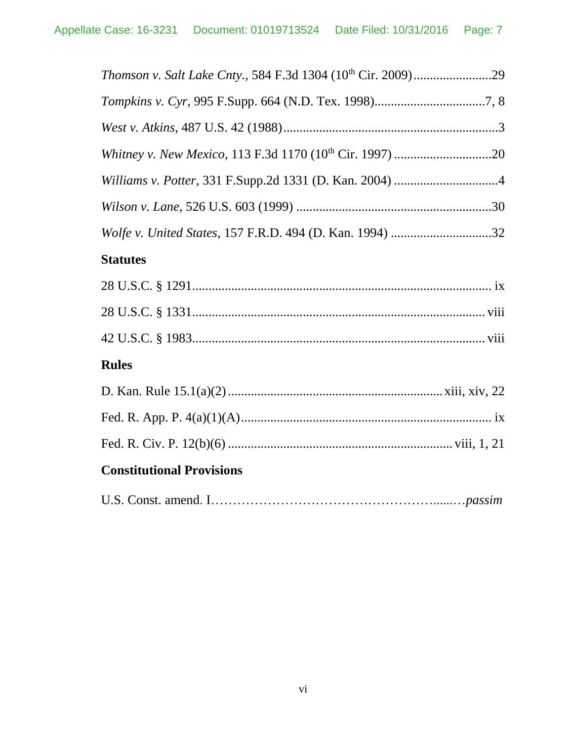*Thomson v. Salt Lake Cnty.*, 584 F.3d 1304 (10th Cir. 2009)........................29

*Tompkins v. Cyr*, 995 F.Supp. 664 (N.D. Tex. 1998)..................................7, 8

*West v. Atkins*, 487 U.S. 42 (1988)..................................................................3

*Whitney v. New Mexico*, 113 F.3d 1170 (10th Cir. 1997) ..............................20

*Williams v. Potter*, 331 F.Supp.2d 1331 (D. Kan. 2004) ................................4

*Wilson v. Lane*, 526 U.S. 603 (1999) ............................................................30

*Wolfe v. United States*, 157 F.R.D. 494 (D. Kan. 1994) ...............................32

**Statutes**

28 U.S.C. § 1291........................................................................................... ix

28 U.S.C. § 1331......................................................................................... viii

42 U.S.C. § 1983......................................................................................... viii

**Rules**

D. Kan. Rule 15.1(a)(2) .................................................................xiii, xiv, 22

Fed. R. App. P. 4(a)(1)(A)............................................................................. ix

Fed. R. Civ. P. 12(b)(6) ...................................................................viii, 1, 21

**Constitutional Provisions**

U.S. Const. amend. I…………………………………………….....…*passim*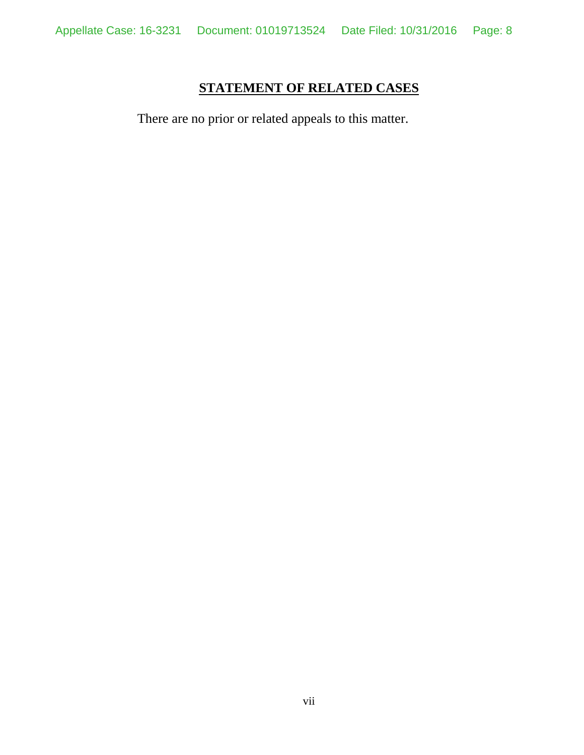## **STATEMENT OF RELATED CASES**

There are no prior or related appeals to this matter.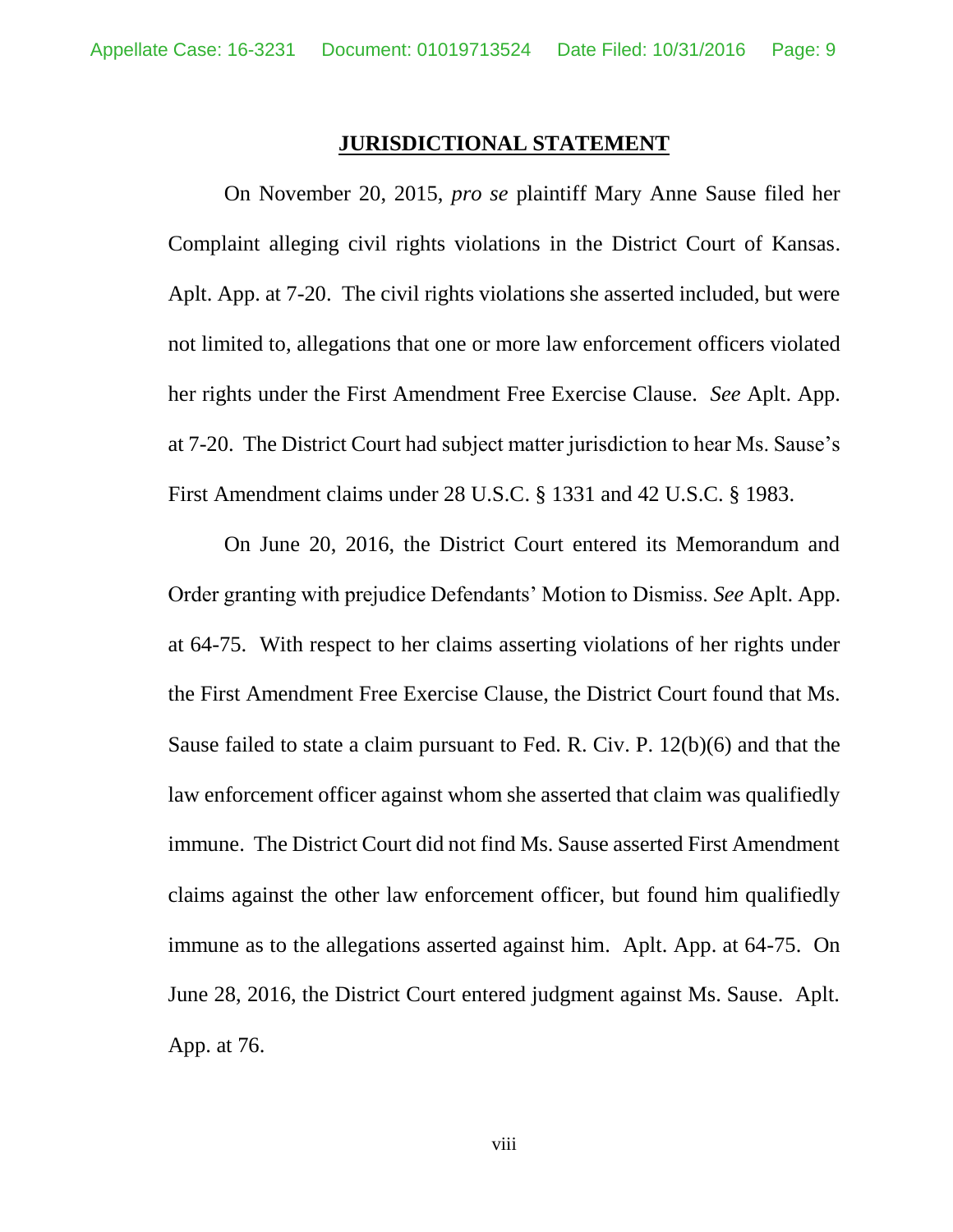## JURISDICTIONAL STATEMENT

On November 20, 2015, *pro se* plaintiff Mary Anne Sause filed her Complaint alleging civil rights violations in the District Court of Kansas. Aplt. App. at 7-20. The civil rights violations she asserted included, but were not limited to, allegations that one or more law enforcement officers violated her rights under the First Amendment Free Exercise Clause. *See* Aplt. App. at 7-20. The District Court had subject matter jurisdiction to hear Ms. Sause's First Amendment claims under 28 U.S.C. § 1331 and 42 U.S.C. § 1983.

On June 20, 2016, the District Court entered its Memorandum and Order granting with prejudice Defendants' Motion to Dismiss. *See* Aplt. App. at 64-75. With respect to her claims asserting violations of her rights under the First Amendment Free Exercise Clause, the District Court found that Ms. Sause failed to state a claim pursuant to Fed. R. Civ. P. 12(b)(6) and that the law enforcement officer against whom she asserted that claim was qualifiedly immune. The District Court did not find Ms. Sause asserted First Amendment claims against the other law enforcement officer, but found him qualifiedly immune as to the allegations asserted against him. Aplt. App. at 64-75. On June 28, 2016, the District Court entered judgment against Ms. Sause. Aplt. App. at 76.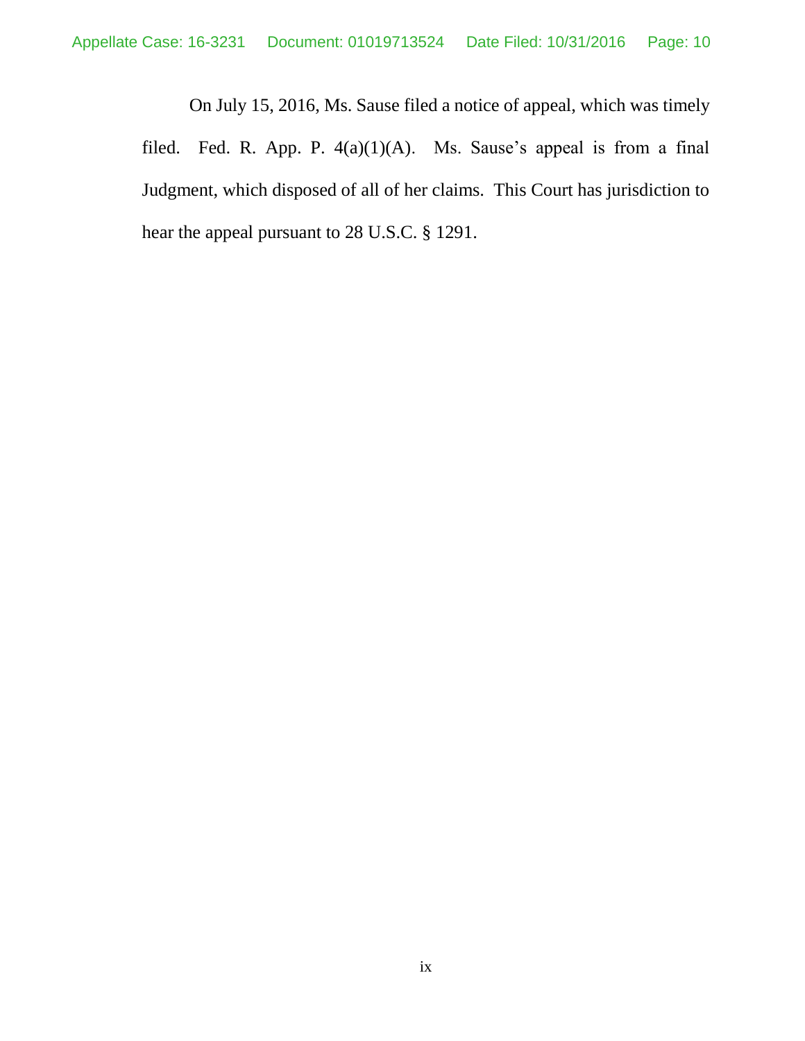On July 15, 2016, Ms. Sause filed a notice of appeal, which was timely filed. Fed. R. App. P. 4(a)(1)(A). Ms. Sause's appeal is from a final Judgment, which disposed of all of her claims. This Court has jurisdiction to hear the appeal pursuant to 28 U.S.C. § 1291.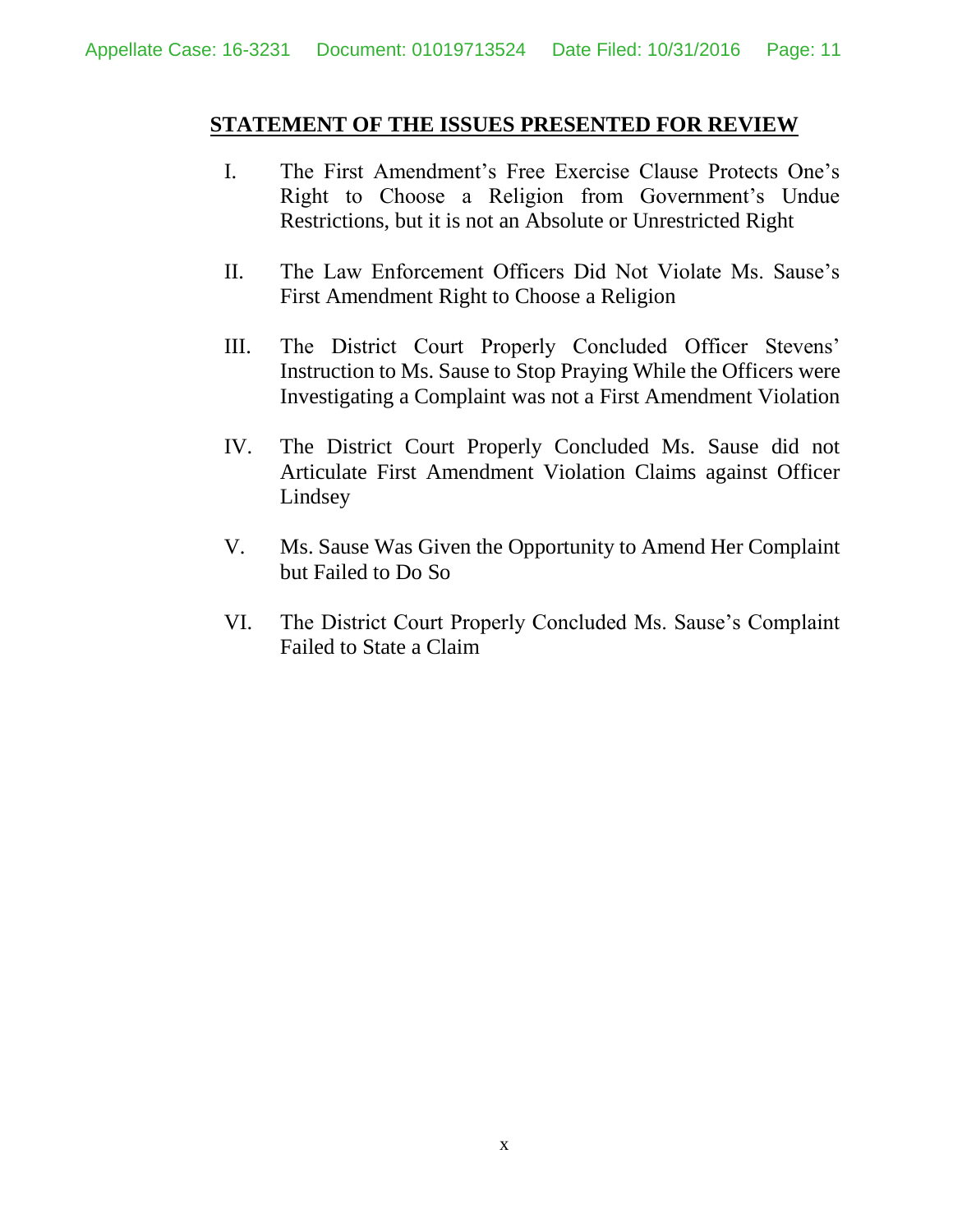## STATEMENT OF THE ISSUES PRESENTED FOR REVIEW

I. The First Amendment's Free Exercise Clause Protects One's Right to Choose a Religion from Government's Undue Restrictions, but it is not an Absolute or Unrestricted Right

II. The Law Enforcement Officers Did Not Violate Ms. Sause's First Amendment Right to Choose a Religion

III. The District Court Properly Concluded Officer Stevens' Instruction to Ms. Sause to Stop Praying While the Officers were Investigating a Complaint was not a First Amendment Violation

IV. The District Court Properly Concluded Ms. Sause did not Articulate First Amendment Violation Claims against Officer Lindsey

V. Ms. Sause Was Given the Opportunity to Amend Her Complaint but Failed to Do So

VI. The District Court Properly Concluded Ms. Sause's Complaint Failed to State a Claim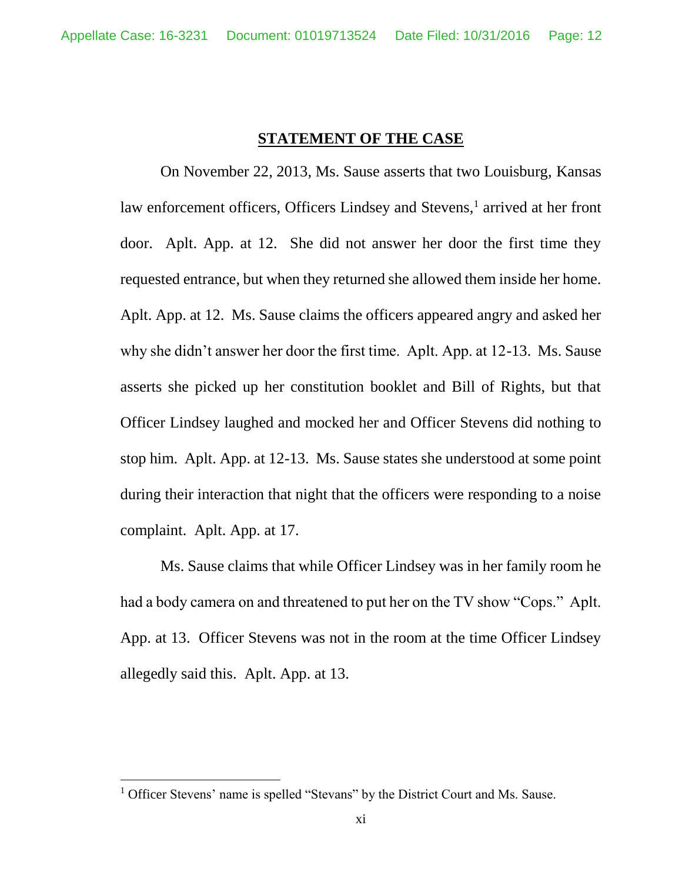## STATEMENT OF THE CASE

On November 22, 2013, Ms. Sause asserts that two Louisburg, Kansas law enforcement officers, Officers Lindsey and Stevens,[1] arrived at her front door. Aplt. App. at 12. She did not answer her door the first time they requested entrance, but when they returned she allowed them inside her home. Aplt. App. at 12. Ms. Sause claims the officers appeared angry and asked her why she didn't answer her door the first time. Aplt. App. at 12-13. Ms. Sause asserts she picked up her constitution booklet and Bill of Rights, but that Officer Lindsey laughed and mocked her and Officer Stevens did nothing to stop him. Aplt. App. at 12-13. Ms. Sause states she understood at some point during their interaction that night that the officers were responding to a noise complaint. Aplt. App. at 17.

Ms. Sause claims that while Officer Lindsey was in her family room he had a body camera on and threatened to put her on the TV show "Cops." Aplt. App. at 13. Officer Stevens was not in the room at the time Officer Lindsey allegedly said this. Aplt. App. at 13.

[1] Officer Stevens' name is spelled "Stevans" by the District Court and Ms. Sause.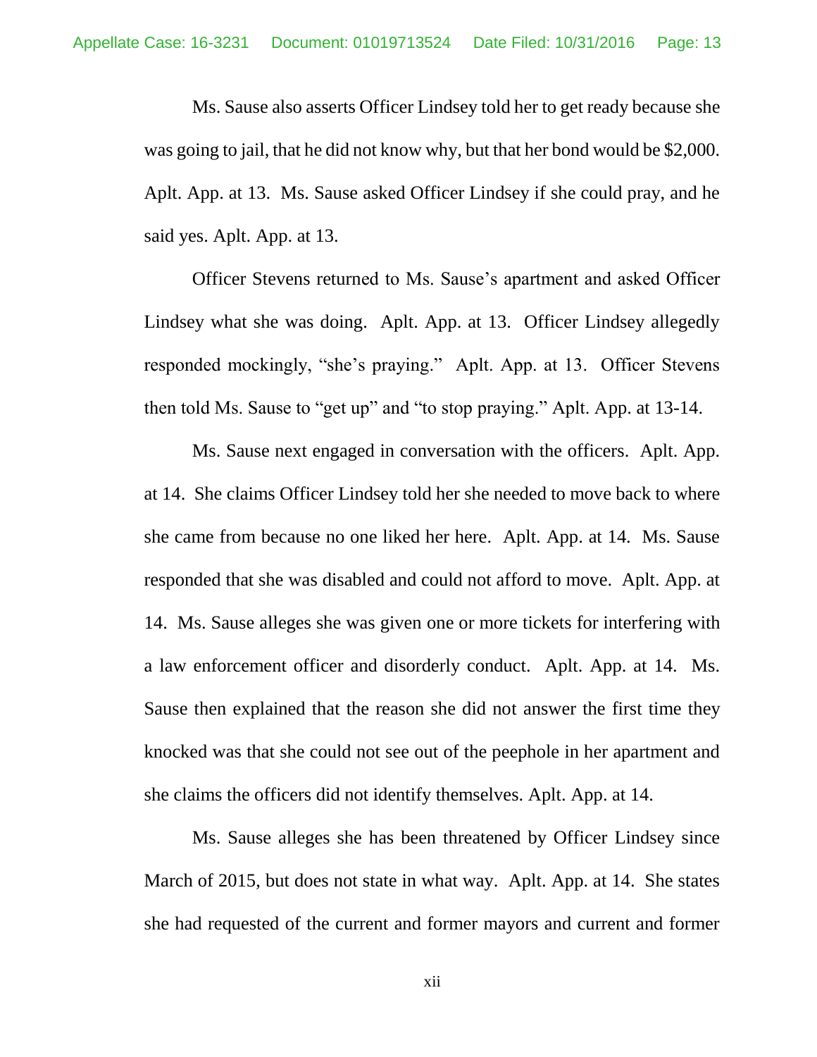Ms. Sause also asserts Officer Lindsey told her to get ready because she was going to jail, that he did not know why, but that her bond would be $2,000. Aplt. App. at 13. Ms. Sause asked Officer Lindsey if she could pray, and he said yes. Aplt. App. at 13.

Officer Stevens returned to Ms. Sause's apartment and asked Officer Lindsey what she was doing. Aplt. App. at 13. Officer Lindsey allegedly responded mockingly, "she's praying." Aplt. App. at 13. Officer Stevens then told Ms. Sause to "get up" and "to stop praying." Aplt. App. at 13-14.

Ms. Sause next engaged in conversation with the officers. Aplt. App. at 14. She claims Officer Lindsey told her she needed to move back to where she came from because no one liked her here. Aplt. App. at 14. Ms. Sause responded that she was disabled and could not afford to move. Aplt. App. at 14. Ms. Sause alleges she was given one or more tickets for interfering with a law enforcement officer and disorderly conduct. Aplt. App. at 14. Ms. Sause then explained that the reason she did not answer the first time they knocked was that she could not see out of the peephole in her apartment and she claims the officers did not identify themselves. Aplt. App. at 14.

Ms. Sause alleges she has been threatened by Officer Lindsey since March of 2015, but does not state in what way. Aplt. App. at 14. She states she had requested of the current and former mayors and current and former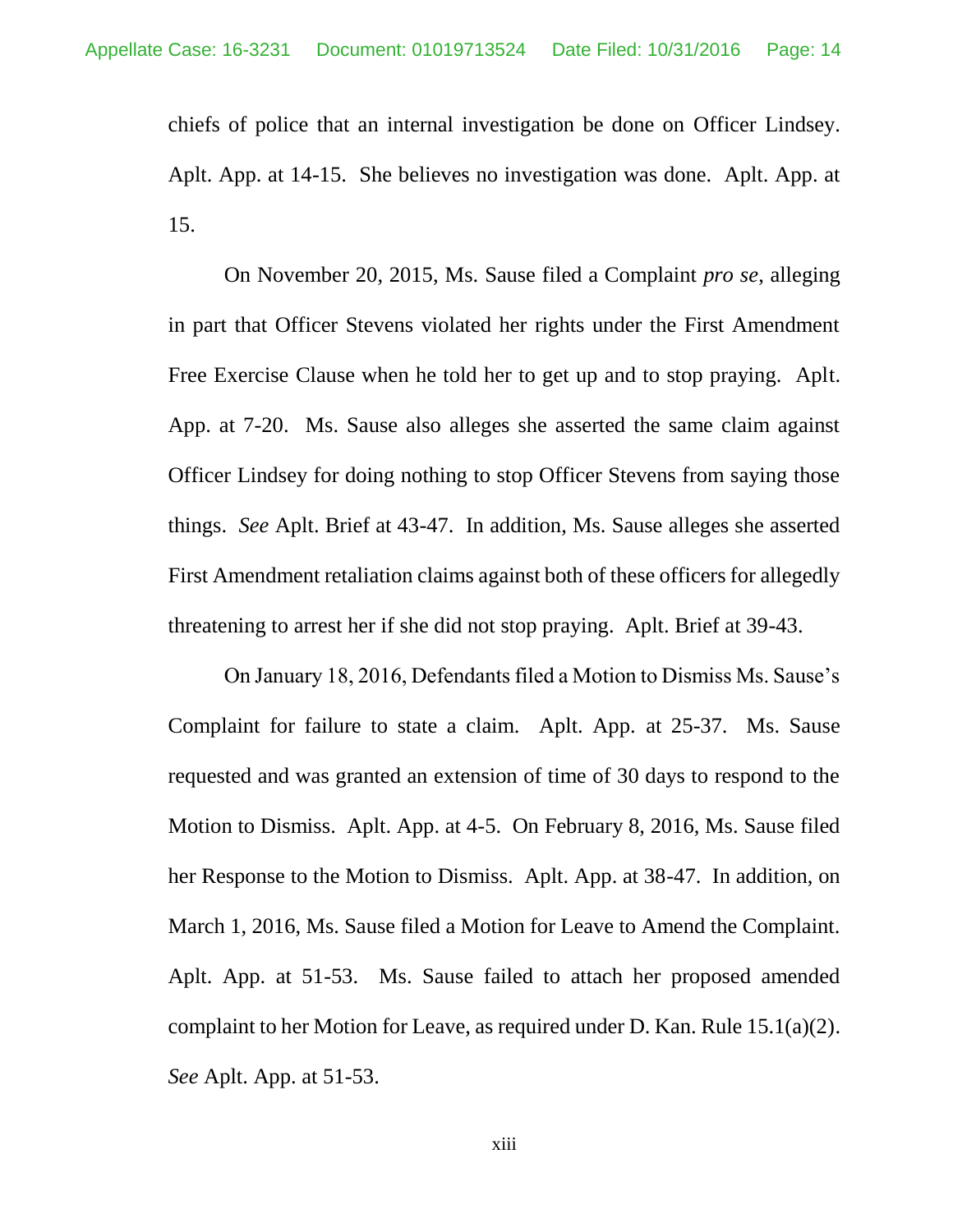chiefs of police that an internal investigation be done on Officer Lindsey. Aplt. App. at 14-15. She believes no investigation was done. Aplt. App. at 15.

On November 20, 2015, Ms. Sause filed a Complaint *pro se*, alleging in part that Officer Stevens violated her rights under the First Amendment Free Exercise Clause when he told her to get up and to stop praying. Aplt. App. at 7-20. Ms. Sause also alleges she asserted the same claim against Officer Lindsey for doing nothing to stop Officer Stevens from saying those things. *See* Aplt. Brief at 43-47. In addition, Ms. Sause alleges she asserted First Amendment retaliation claims against both of these officers for allegedly threatening to arrest her if she did not stop praying. Aplt. Brief at 39-43.

On January 18, 2016, Defendants filed a Motion to Dismiss Ms. Sause's Complaint for failure to state a claim. Aplt. App. at 25-37. Ms. Sause requested and was granted an extension of time of 30 days to respond to the Motion to Dismiss. Aplt. App. at 4-5. On February 8, 2016, Ms. Sause filed her Response to the Motion to Dismiss. Aplt. App. at 38-47. In addition, on March 1, 2016, Ms. Sause filed a Motion for Leave to Amend the Complaint. Aplt. App. at 51-53. Ms. Sause failed to attach her proposed amended complaint to her Motion for Leave, as required under D. Kan. Rule 15.1(a)(2). *See* Aplt. App. at 51-53.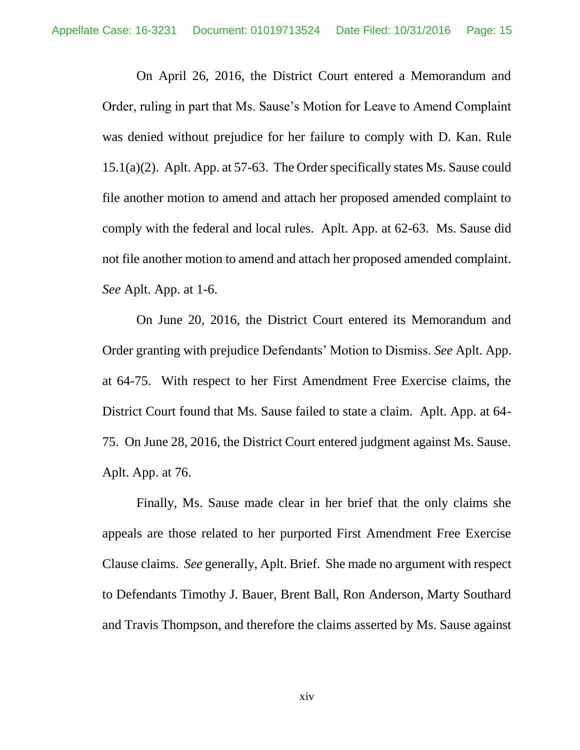On April 26, 2016, the District Court entered a Memorandum and Order, ruling in part that Ms. Sause's Motion for Leave to Amend Complaint was denied without prejudice for her failure to comply with D. Kan. Rule 15.1(a)(2). Aplt. App. at 57-63. The Order specifically states Ms. Sause could file another motion to amend and attach her proposed amended complaint to comply with the federal and local rules. Aplt. App. at 62-63. Ms. Sause did not file another motion to amend and attach her proposed amended complaint. *See* Aplt. App. at 1-6.

On June 20, 2016, the District Court entered its Memorandum and Order granting with prejudice Defendants' Motion to Dismiss. *See* Aplt. App. at 64-75. With respect to her First Amendment Free Exercise claims, the District Court found that Ms. Sause failed to state a claim. Aplt. App. at 64-75. On June 28, 2016, the District Court entered judgment against Ms. Sause. Aplt. App. at 76.

Finally, Ms. Sause made clear in her brief that the only claims she appeals are those related to her purported First Amendment Free Exercise Clause claims. *See* generally, Aplt. Brief. She made no argument with respect to Defendants Timothy J. Bauer, Brent Ball, Ron Anderson, Marty Southard and Travis Thompson, and therefore the claims asserted by Ms. Sause against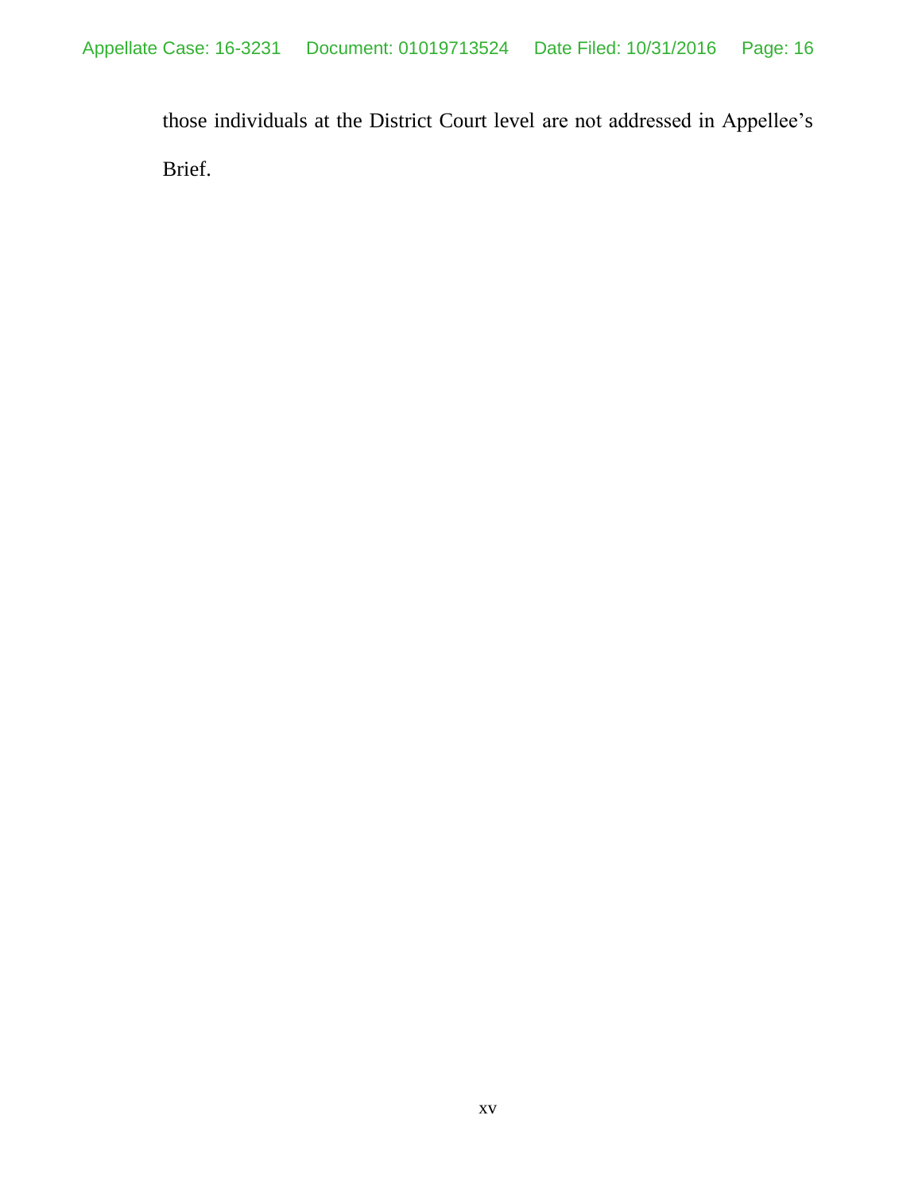those individuals at the District Court level are not addressed in Appellee's Brief.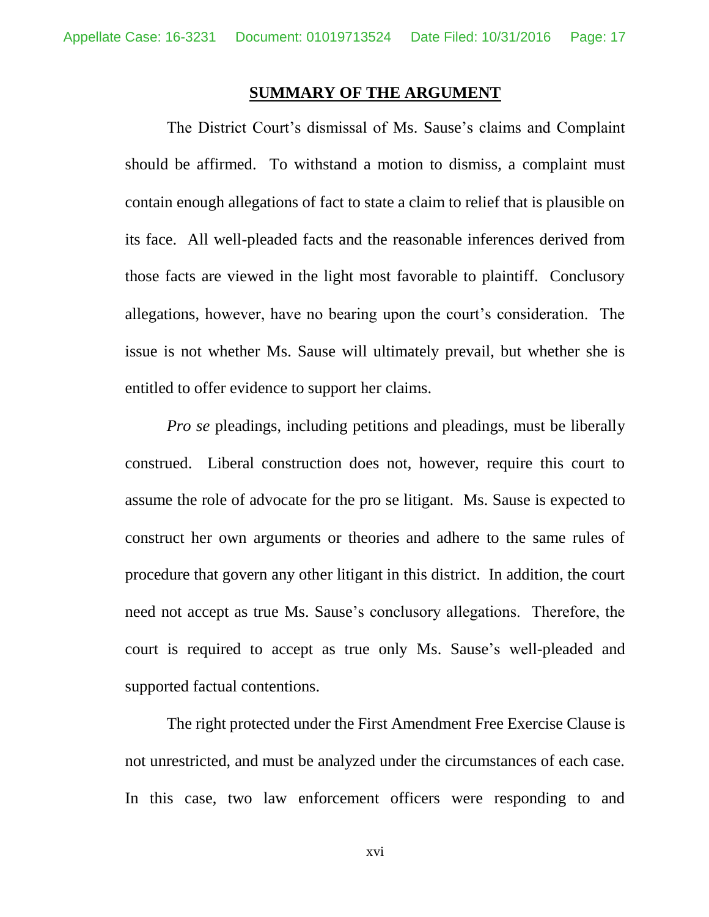## SUMMARY OF THE ARGUMENT

The District Court's dismissal of Ms. Sause's claims and Complaint should be affirmed. To withstand a motion to dismiss, a complaint must contain enough allegations of fact to state a claim to relief that is plausible on its face. All well-pleaded facts and the reasonable inferences derived from those facts are viewed in the light most favorable to plaintiff. Conclusory allegations, however, have no bearing upon the court's consideration. The issue is not whether Ms. Sause will ultimately prevail, but whether she is entitled to offer evidence to support her claims.

*Pro se* pleadings, including petitions and pleadings, must be liberally construed. Liberal construction does not, however, require this court to assume the role of advocate for the pro se litigant. Ms. Sause is expected to construct her own arguments or theories and adhere to the same rules of procedure that govern any other litigant in this district. In addition, the court need not accept as true Ms. Sause's conclusory allegations. Therefore, the court is required to accept as true only Ms. Sause's well-pleaded and supported factual contentions.

The right protected under the First Amendment Free Exercise Clause is not unrestricted, and must be analyzed under the circumstances of each case. In this case, two law enforcement officers were responding to and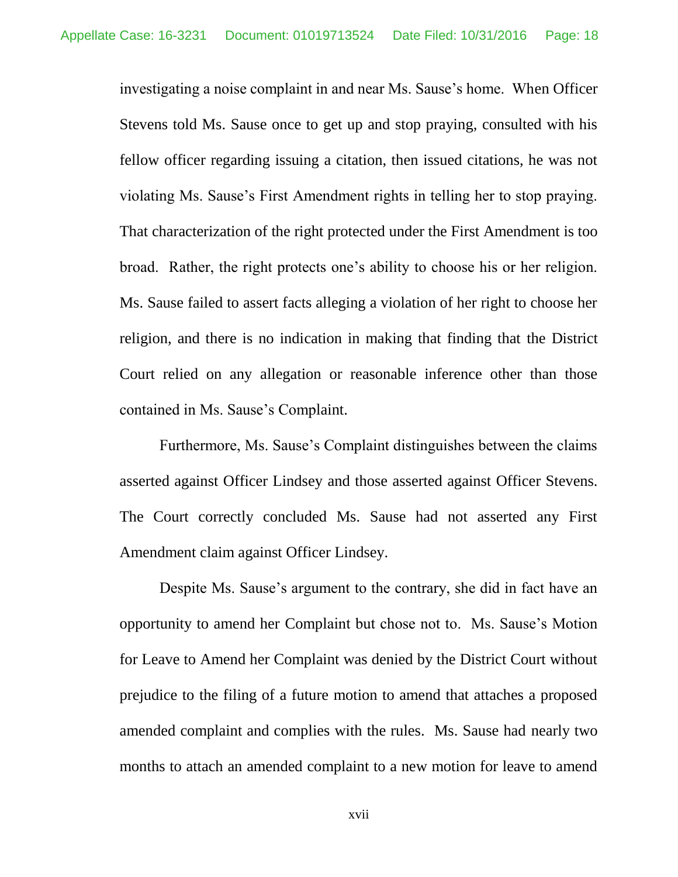investigating a noise complaint in and near Ms. Sause's home. When Officer Stevens told Ms. Sause once to get up and stop praying, consulted with his fellow officer regarding issuing a citation, then issued citations, he was not violating Ms. Sause's First Amendment rights in telling her to stop praying. That characterization of the right protected under the First Amendment is too broad. Rather, the right protects one's ability to choose his or her religion. Ms. Sause failed to assert facts alleging a violation of her right to choose her religion, and there is no indication in making that finding that the District Court relied on any allegation or reasonable inference other than those contained in Ms. Sause's Complaint.

Furthermore, Ms. Sause's Complaint distinguishes between the claims asserted against Officer Lindsey and those asserted against Officer Stevens. The Court correctly concluded Ms. Sause had not asserted any First Amendment claim against Officer Lindsey.

Despite Ms. Sause's argument to the contrary, she did in fact have an opportunity to amend her Complaint but chose not to. Ms. Sause's Motion for Leave to Amend her Complaint was denied by the District Court without prejudice to the filing of a future motion to amend that attaches a proposed amended complaint and complies with the rules. Ms. Sause had nearly two months to attach an amended complaint to a new motion for leave to amend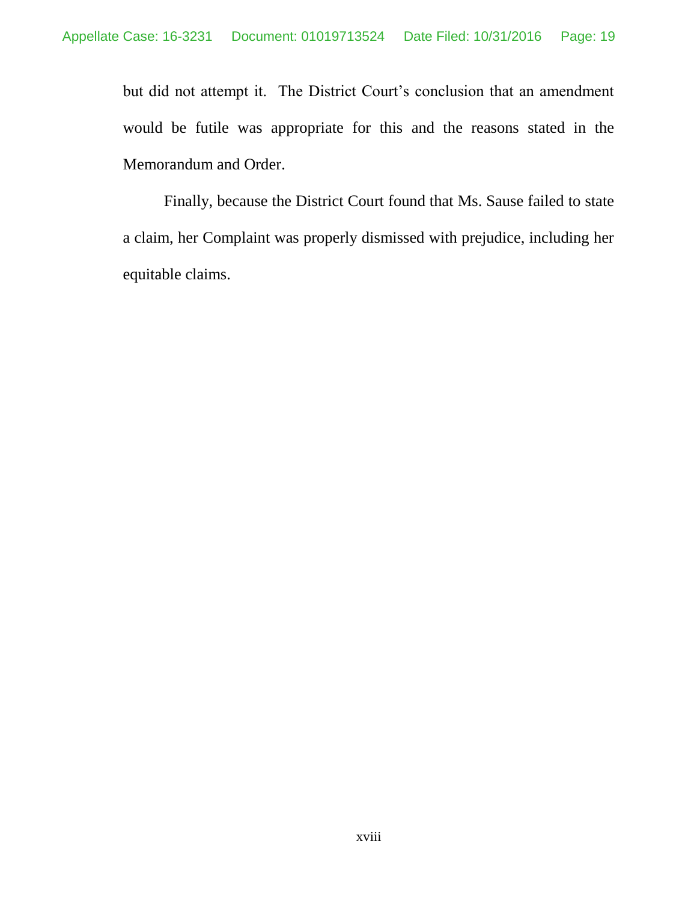but did not attempt it. The District Court's conclusion that an amendment would be futile was appropriate for this and the reasons stated in the Memorandum and Order.

Finally, because the District Court found that Ms. Sause failed to state a claim, her Complaint was properly dismissed with prejudice, including her equitable claims.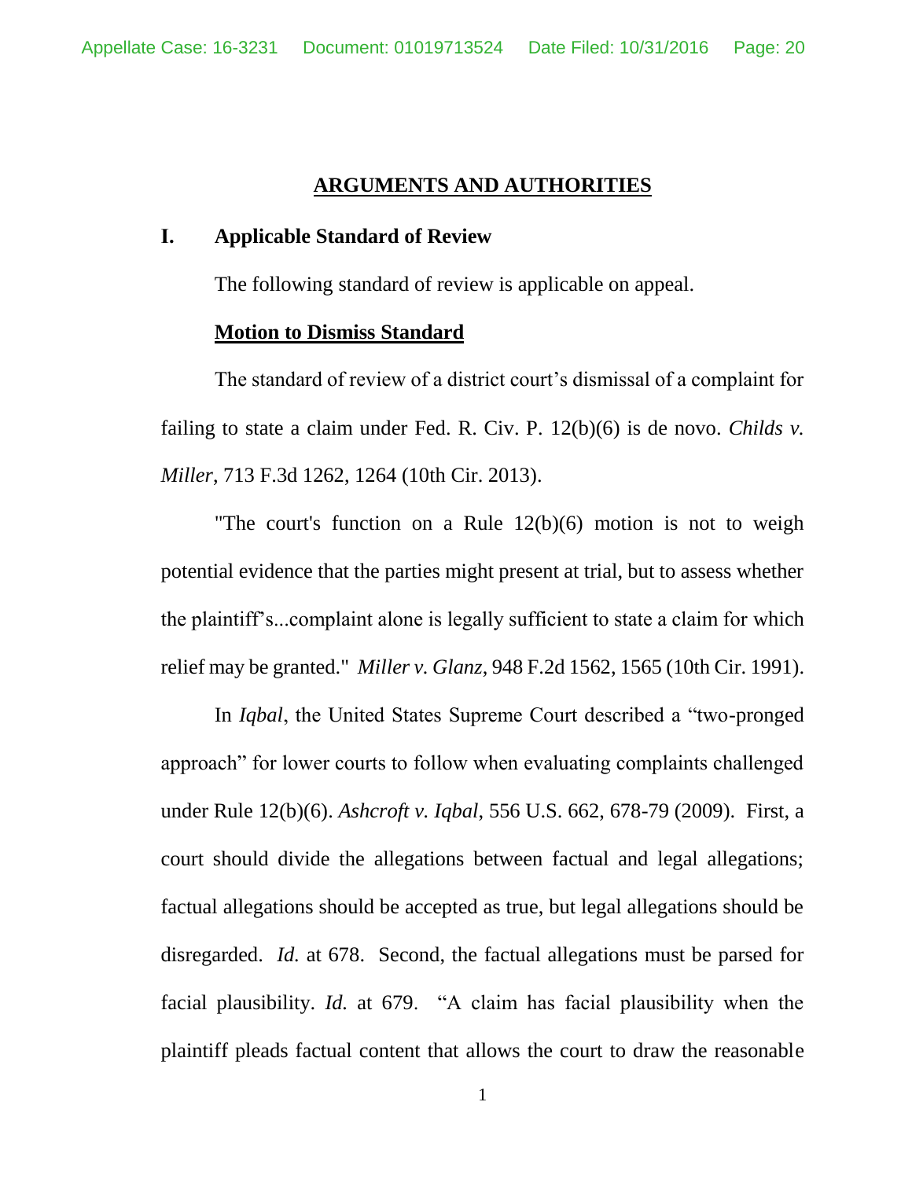## ARGUMENTS AND AUTHORITIES

### I. Applicable Standard of Review

The following standard of review is applicable on appeal.

**Motion to Dismiss Standard**

The standard of review of a district court's dismissal of a complaint for failing to state a claim under Fed. R. Civ. P. 12(b)(6) is de novo. *Childs v. Miller*, 713 F.3d 1262, 1264 (10th Cir. 2013).

"The court's function on a Rule 12(b)(6) motion is not to weigh potential evidence that the parties might present at trial, but to assess whether the plaintiff's...complaint alone is legally sufficient to state a claim for which relief may be granted." *Miller v. Glanz*, 948 F.2d 1562, 1565 (10th Cir. 1991).

In *Iqbal*, the United States Supreme Court described a "two-pronged approach" for lower courts to follow when evaluating complaints challenged under Rule 12(b)(6). *Ashcroft v. Iqbal*, 556 U.S. 662, 678-79 (2009). First, a court should divide the allegations between factual and legal allegations; factual allegations should be accepted as true, but legal allegations should be disregarded. *Id.* at 678. Second, the factual allegations must be parsed for facial plausibility. *Id.* at 679. "A claim has facial plausibility when the plaintiff pleads factual content that allows the court to draw the reasonable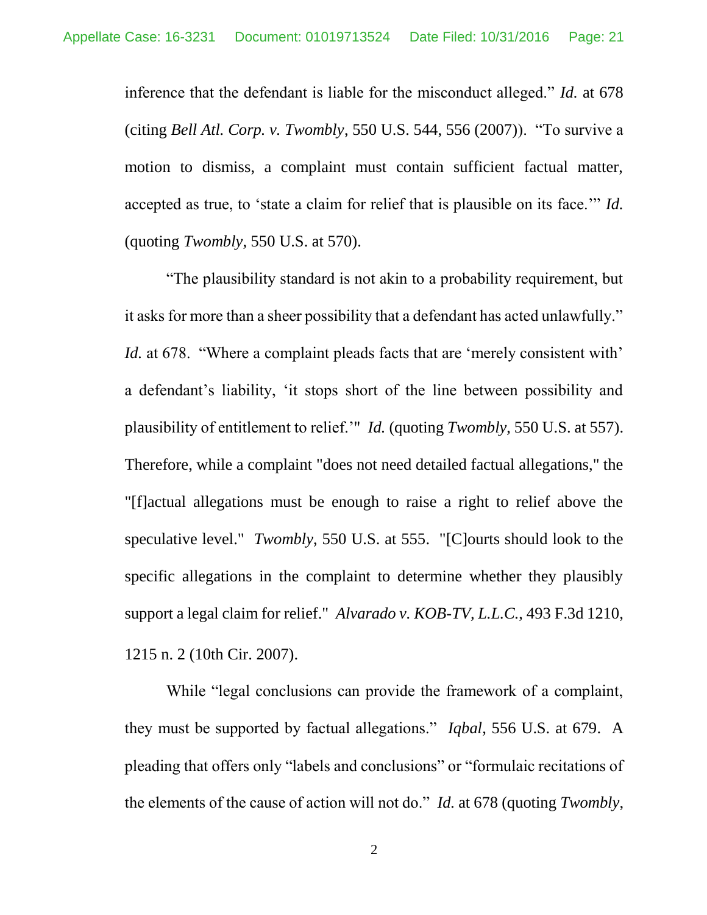inference that the defendant is liable for the misconduct alleged." *Id.* at 678 (citing *Bell Atl. Corp. v. Twombly*, 550 U.S. 544, 556 (2007)). "To survive a motion to dismiss, a complaint must contain sufficient factual matter, accepted as true, to 'state a claim for relief that is plausible on its face.'" *Id.* (quoting *Twombly*, 550 U.S. at 570).

"The plausibility standard is not akin to a probability requirement, but it asks for more than a sheer possibility that a defendant has acted unlawfully." *Id.* at 678. "Where a complaint pleads facts that are 'merely consistent with' a defendant's liability, 'it stops short of the line between possibility and plausibility of entitlement to relief.'" *Id.* (quoting *Twombly*, 550 U.S. at 557). Therefore, while a complaint "does not need detailed factual allegations," the "[f]actual allegations must be enough to raise a right to relief above the speculative level." *Twombly*, 550 U.S. at 555. "[C]ourts should look to the specific allegations in the complaint to determine whether they plausibly support a legal claim for relief." *Alvarado v. KOB-TV, L.L.C.*, 493 F.3d 1210, 1215 n. 2 (10th Cir. 2007).

While "legal conclusions can provide the framework of a complaint, they must be supported by factual allegations." *Iqbal*, 556 U.S. at 679. A pleading that offers only "labels and conclusions" or "formulaic recitations of the elements of the cause of action will not do." *Id.* at 678 (quoting *Twombly*,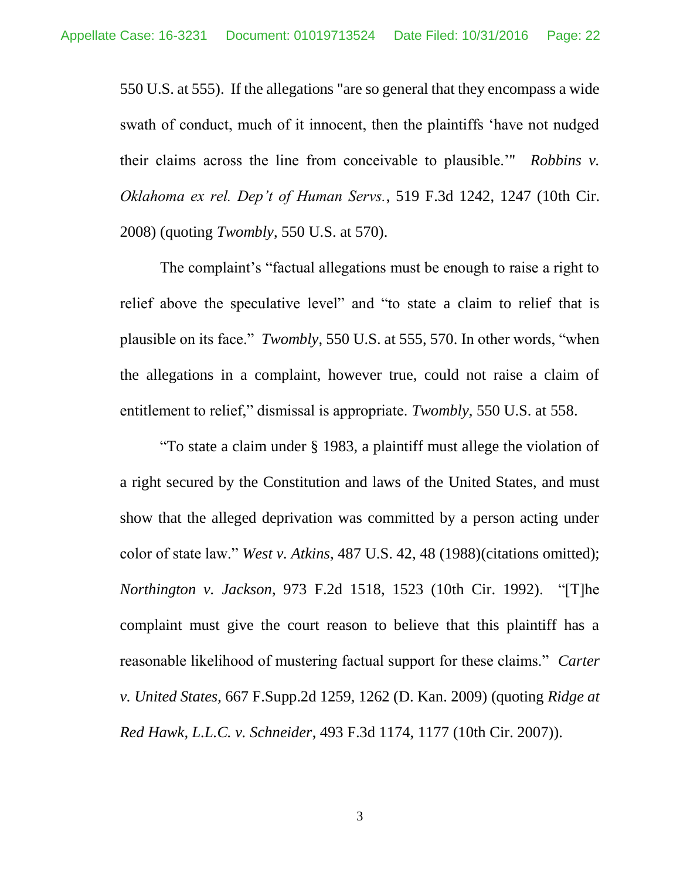550 U.S. at 555). If the allegations "are so general that they encompass a wide swath of conduct, much of it innocent, then the plaintiffs 'have not nudged their claims across the line from conceivable to plausible.'" *Robbins v. Oklahoma ex rel. Dep't of Human Servs.*, 519 F.3d 1242, 1247 (10th Cir. 2008) (quoting *Twombly*, 550 U.S. at 570).

The complaint's "factual allegations must be enough to raise a right to relief above the speculative level" and "to state a claim to relief that is plausible on its face." *Twombly*, 550 U.S. at 555, 570. In other words, "when the allegations in a complaint, however true, could not raise a claim of entitlement to relief," dismissal is appropriate. *Twombly*, 550 U.S. at 558.

"To state a claim under § 1983, a plaintiff must allege the violation of a right secured by the Constitution and laws of the United States, and must show that the alleged deprivation was committed by a person acting under color of state law." *West v. Atkins*, 487 U.S. 42, 48 (1988)(citations omitted); *Northington v. Jackson*, 973 F.2d 1518, 1523 (10th Cir. 1992). "[T]he complaint must give the court reason to believe that this plaintiff has a reasonable likelihood of mustering factual support for these claims." *Carter v. United States*, 667 F.Supp.2d 1259, 1262 (D. Kan. 2009) (quoting *Ridge at Red Hawk, L.L.C. v. Schneider*, 493 F.3d 1174, 1177 (10th Cir. 2007)).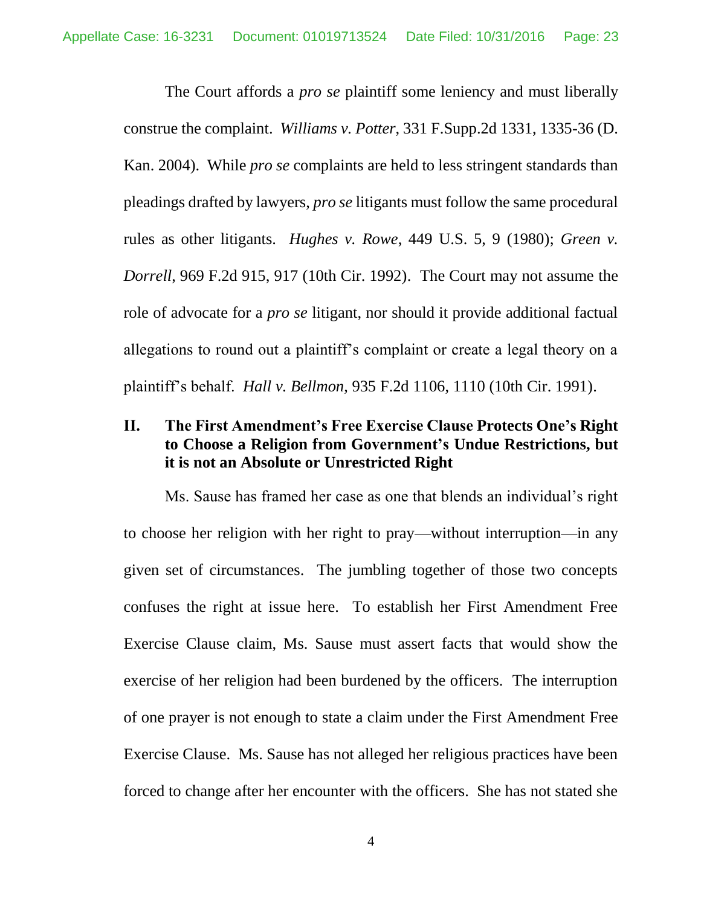The Court affords a *pro se* plaintiff some leniency and must liberally construe the complaint. *Williams v. Potter*, 331 F.Supp.2d 1331, 1335-36 (D. Kan. 2004). While *pro se* complaints are held to less stringent standards than pleadings drafted by lawyers, *pro se* litigants must follow the same procedural rules as other litigants. *Hughes v. Rowe*, 449 U.S. 5, 9 (1980); *Green v. Dorrell*, 969 F.2d 915, 917 (10th Cir. 1992). The Court may not assume the role of advocate for a *pro se* litigant, nor should it provide additional factual allegations to round out a plaintiff's complaint or create a legal theory on a plaintiff's behalf. *Hall v. Bellmon*, 935 F.2d 1106, 1110 (10th Cir. 1991).

## II. The First Amendment's Free Exercise Clause Protects One's Right to Choose a Religion from Government's Undue Restrictions, but it is not an Absolute or Unrestricted Right

Ms. Sause has framed her case as one that blends an individual's right to choose her religion with her right to pray—without interruption—in any given set of circumstances. The jumbling together of those two concepts confuses the right at issue here. To establish her First Amendment Free Exercise Clause claim, Ms. Sause must assert facts that would show the exercise of her religion had been burdened by the officers. The interruption of one prayer is not enough to state a claim under the First Amendment Free Exercise Clause. Ms. Sause has not alleged her religious practices have been forced to change after her encounter with the officers. She has not stated she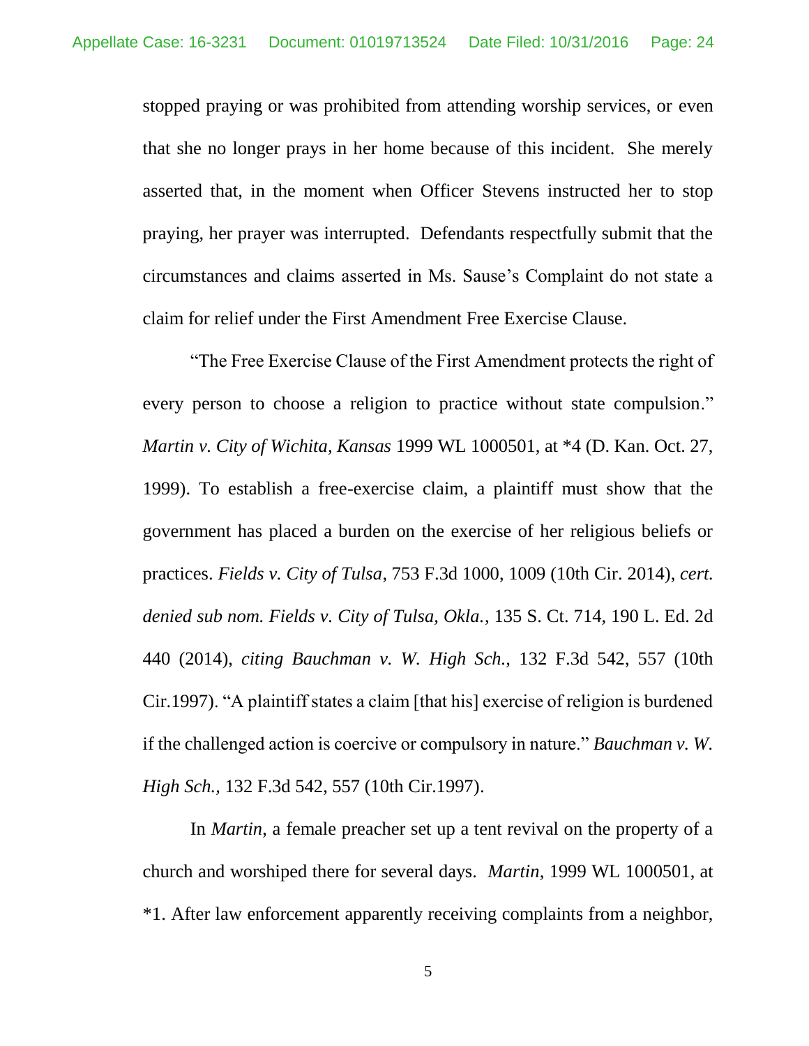stopped praying or was prohibited from attending worship services, or even that she no longer prays in her home because of this incident. She merely asserted that, in the moment when Officer Stevens instructed her to stop praying, her prayer was interrupted. Defendants respectfully submit that the circumstances and claims asserted in Ms. Sause's Complaint do not state a claim for relief under the First Amendment Free Exercise Clause.

"The Free Exercise Clause of the First Amendment protects the right of every person to choose a religion to practice without state compulsion." *Martin v. City of Wichita, Kansas* 1999 WL 1000501, at *4 (D. Kan. Oct. 27, 1999). To establish a free-exercise claim, a plaintiff must show that the government has placed a burden on the exercise of her religious beliefs or practices. *Fields v. City of Tulsa*, 753 F.3d 1000, 1009 (10th Cir. 2014), *cert. denied sub nom. Fields v. City of Tulsa, Okla.*, 135 S. Ct. 714, 190 L. Ed. 2d 440 (2014), *citing Bauchman v. W. High Sch.*, 132 F.3d 542, 557 (10th Cir.1997). "A plaintiff states a claim [that his] exercise of religion is burdened if the challenged action is coercive or compulsory in nature." *Bauchman v. W. High Sch.*, 132 F.3d 542, 557 (10th Cir.1997).

In *Martin*, a female preacher set up a tent revival on the property of a church and worshiped there for several days. *Martin*, 1999 WL 1000501, at *1. After law enforcement apparently receiving complaints from a neighbor,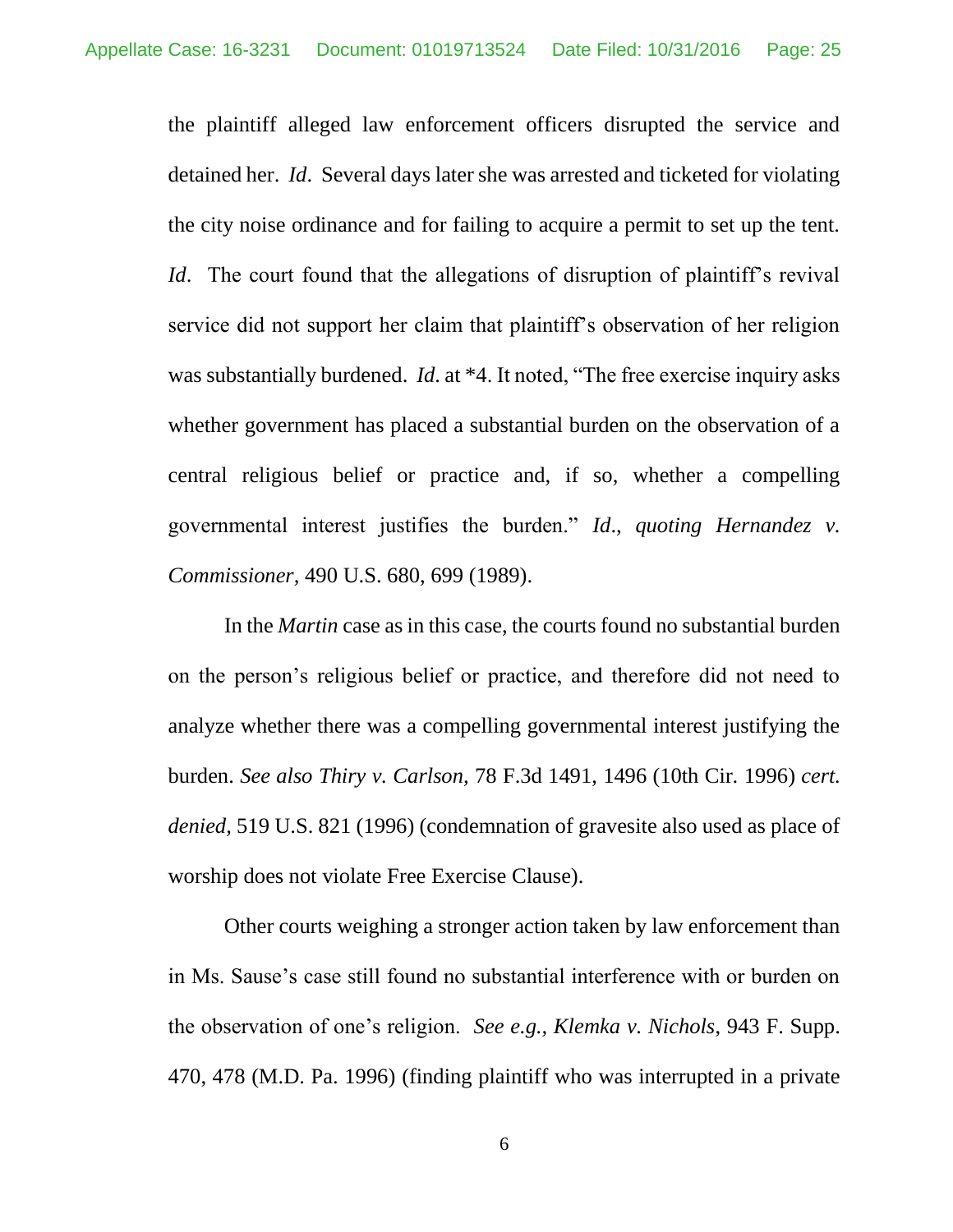the plaintiff alleged law enforcement officers disrupted the service and detained her. *Id*. Several days later she was arrested and ticketed for violating the city noise ordinance and for failing to acquire a permit to set up the tent. *Id*. The court found that the allegations of disruption of plaintiff's revival service did not support her claim that plaintiff's observation of her religion was substantially burdened. *Id*. at *4. It noted, "The free exercise inquiry asks whether government has placed a substantial burden on the observation of a central religious belief or practice and, if so, whether a compelling governmental interest justifies the burden." *Id*., *quoting Hernandez v. Commissioner*, 490 U.S. 680, 699 (1989).

In the *Martin* case as in this case, the courts found no substantial burden on the person's religious belief or practice, and therefore did not need to analyze whether there was a compelling governmental interest justifying the burden. *See also Thiry v. Carlson,* 78 F.3d 1491, 1496 (10th Cir. 1996) *cert. denied,* 519 U.S. 821 (1996) (condemnation of gravesite also used as place of worship does not violate Free Exercise Clause).

Other courts weighing a stronger action taken by law enforcement than in Ms. Sause's case still found no substantial interference with or burden on the observation of one's religion. *See e.g., Klemka v. Nichols*, 943 F. Supp. 470, 478 (M.D. Pa. 1996) (finding plaintiff who was interrupted in a private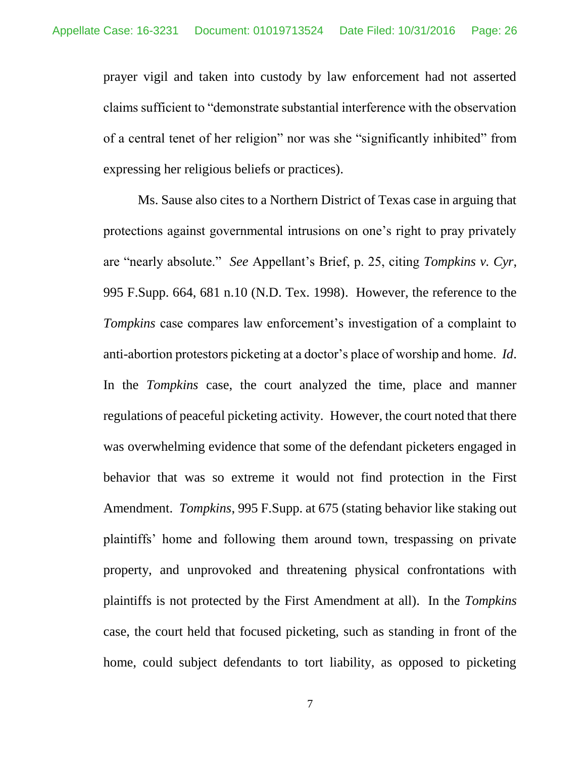prayer vigil and taken into custody by law enforcement had not asserted claims sufficient to "demonstrate substantial interference with the observation of a central tenet of her religion" nor was she "significantly inhibited" from expressing her religious beliefs or practices).

Ms. Sause also cites to a Northern District of Texas case in arguing that protections against governmental intrusions on one's right to pray privately are "nearly absolute." *See* Appellant's Brief, p. 25, citing *Tompkins v. Cyr*, 995 F.Supp. 664, 681 n.10 (N.D. Tex. 1998). However, the reference to the *Tompkins* case compares law enforcement's investigation of a complaint to anti-abortion protestors picketing at a doctor's place of worship and home. *Id*. In the *Tompkins* case, the court analyzed the time, place and manner regulations of peaceful picketing activity. However, the court noted that there was overwhelming evidence that some of the defendant picketers engaged in behavior that was so extreme it would not find protection in the First Amendment. *Tompkins*, 995 F.Supp. at 675 (stating behavior like staking out plaintiffs' home and following them around town, trespassing on private property, and unprovoked and threatening physical confrontations with plaintiffs is not protected by the First Amendment at all). In the *Tompkins* case, the court held that focused picketing, such as standing in front of the home, could subject defendants to tort liability, as opposed to picketing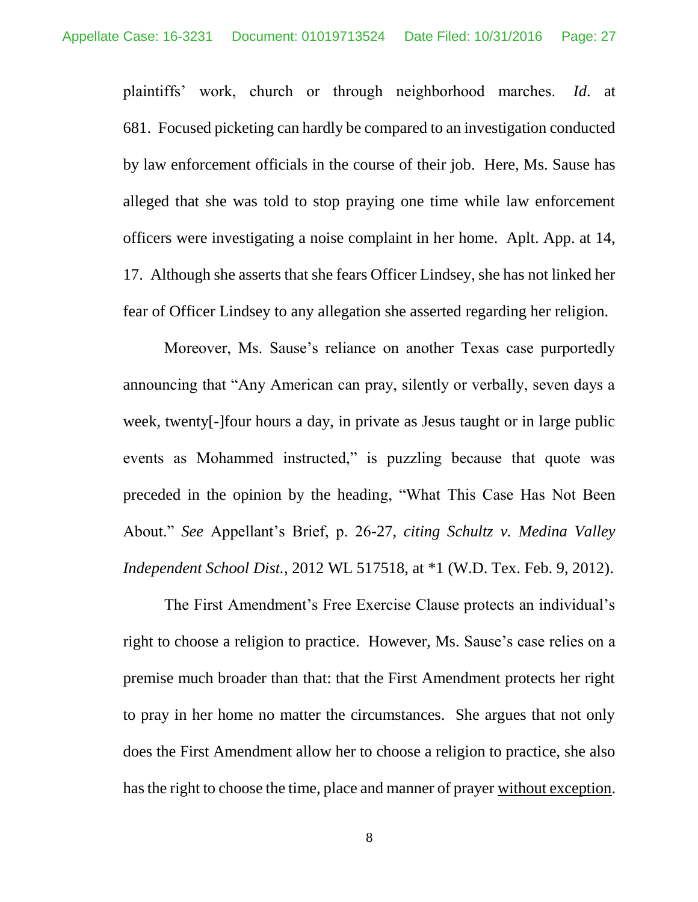plaintiffs' work, church or through neighborhood marches. *Id*. at 681. Focused picketing can hardly be compared to an investigation conducted by law enforcement officials in the course of their job. Here, Ms. Sause has alleged that she was told to stop praying one time while law enforcement officers were investigating a noise complaint in her home. Aplt. App. at 14, 17. Although she asserts that she fears Officer Lindsey, she has not linked her fear of Officer Lindsey to any allegation she asserted regarding her religion.

Moreover, Ms. Sause's reliance on another Texas case purportedly announcing that "Any American can pray, silently or verbally, seven days a week, twenty[-]four hours a day, in private as Jesus taught or in large public events as Mohammed instructed," is puzzling because that quote was preceded in the opinion by the heading, "What This Case Has Not Been About." *See* Appellant's Brief, p. 26-27, *citing Schultz v. Medina Valley Independent School Dist.*, 2012 WL 517518, at *1 (W.D. Tex. Feb. 9, 2012).

The First Amendment's Free Exercise Clause protects an individual's right to choose a religion to practice. However, Ms. Sause's case relies on a premise much broader than that: that the First Amendment protects her right to pray in her home no matter the circumstances. She argues that not only does the First Amendment allow her to choose a religion to practice, she also has the right to choose the time, place and manner of prayer <u>without exception</u>.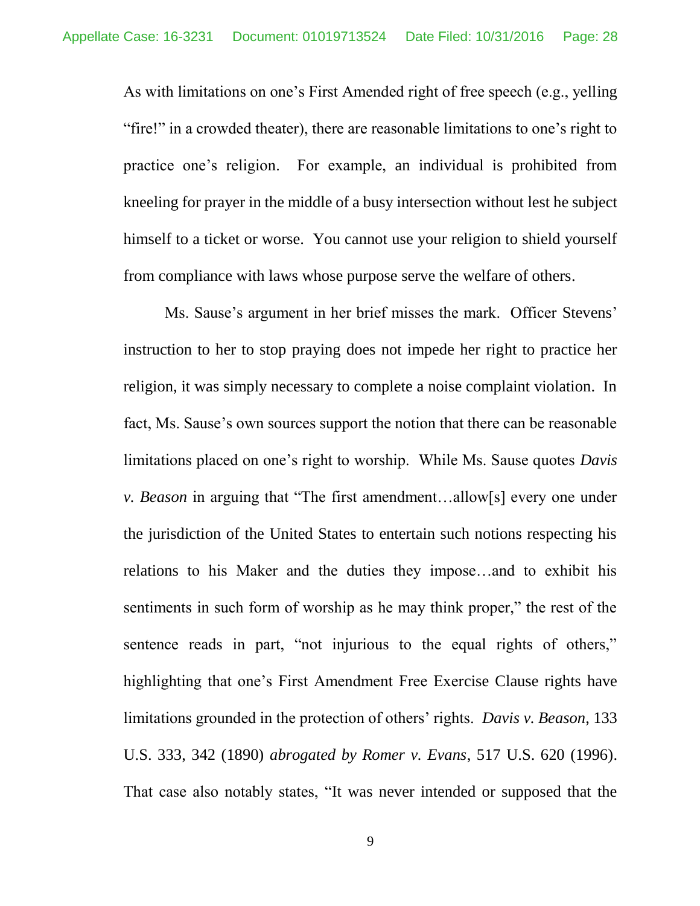As with limitations on one's First Amended right of free speech (e.g., yelling "fire!" in a crowded theater), there are reasonable limitations to one's right to practice one's religion. For example, an individual is prohibited from kneeling for prayer in the middle of a busy intersection without lest he subject himself to a ticket or worse. You cannot use your religion to shield yourself from compliance with laws whose purpose serve the welfare of others.

Ms. Sause's argument in her brief misses the mark. Officer Stevens' instruction to her to stop praying does not impede her right to practice her religion, it was simply necessary to complete a noise complaint violation. In fact, Ms. Sause's own sources support the notion that there can be reasonable limitations placed on one's right to worship. While Ms. Sause quotes *Davis v. Beason* in arguing that "The first amendment…allow[s] every one under the jurisdiction of the United States to entertain such notions respecting his relations to his Maker and the duties they impose…and to exhibit his sentiments in such form of worship as he may think proper," the rest of the sentence reads in part, "not injurious to the equal rights of others," highlighting that one's First Amendment Free Exercise Clause rights have limitations grounded in the protection of others' rights. *Davis v. Beason*, 133 U.S. 333, 342 (1890) *abrogated by Romer v. Evans*, 517 U.S. 620 (1996). That case also notably states, "It was never intended or supposed that the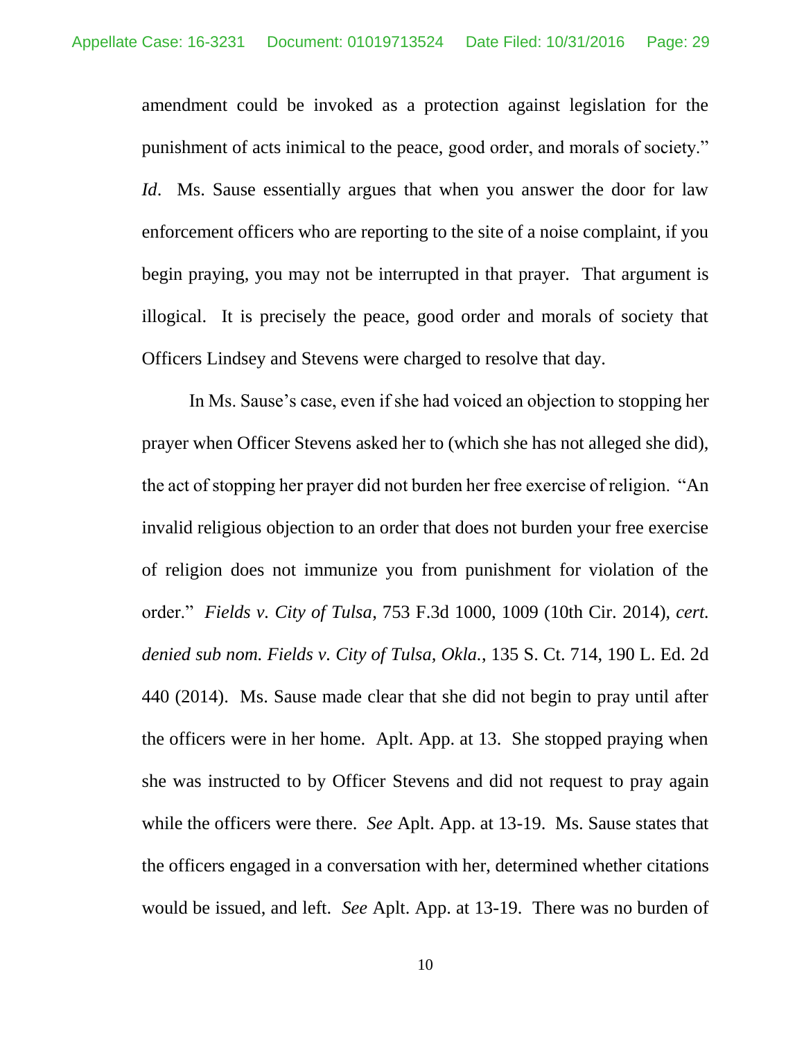amendment could be invoked as a protection against legislation for the punishment of acts inimical to the peace, good order, and morals of society." *Id*. Ms. Sause essentially argues that when you answer the door for law enforcement officers who are reporting to the site of a noise complaint, if you begin praying, you may not be interrupted in that prayer. That argument is illogical. It is precisely the peace, good order and morals of society that Officers Lindsey and Stevens were charged to resolve that day.

In Ms. Sause's case, even if she had voiced an objection to stopping her prayer when Officer Stevens asked her to (which she has not alleged she did), the act of stopping her prayer did not burden her free exercise of religion. "An invalid religious objection to an order that does not burden your free exercise of religion does not immunize you from punishment for violation of the order." *Fields v. City of Tulsa*, 753 F.3d 1000, 1009 (10th Cir. 2014), *cert. denied sub nom. Fields v. City of Tulsa, Okla.*, 135 S. Ct. 714, 190 L. Ed. 2d 440 (2014). Ms. Sause made clear that she did not begin to pray until after the officers were in her home. Aplt. App. at 13. She stopped praying when she was instructed to by Officer Stevens and did not request to pray again while the officers were there. *See* Aplt. App. at 13-19. Ms. Sause states that the officers engaged in a conversation with her, determined whether citations would be issued, and left. *See* Aplt. App. at 13-19. There was no burden of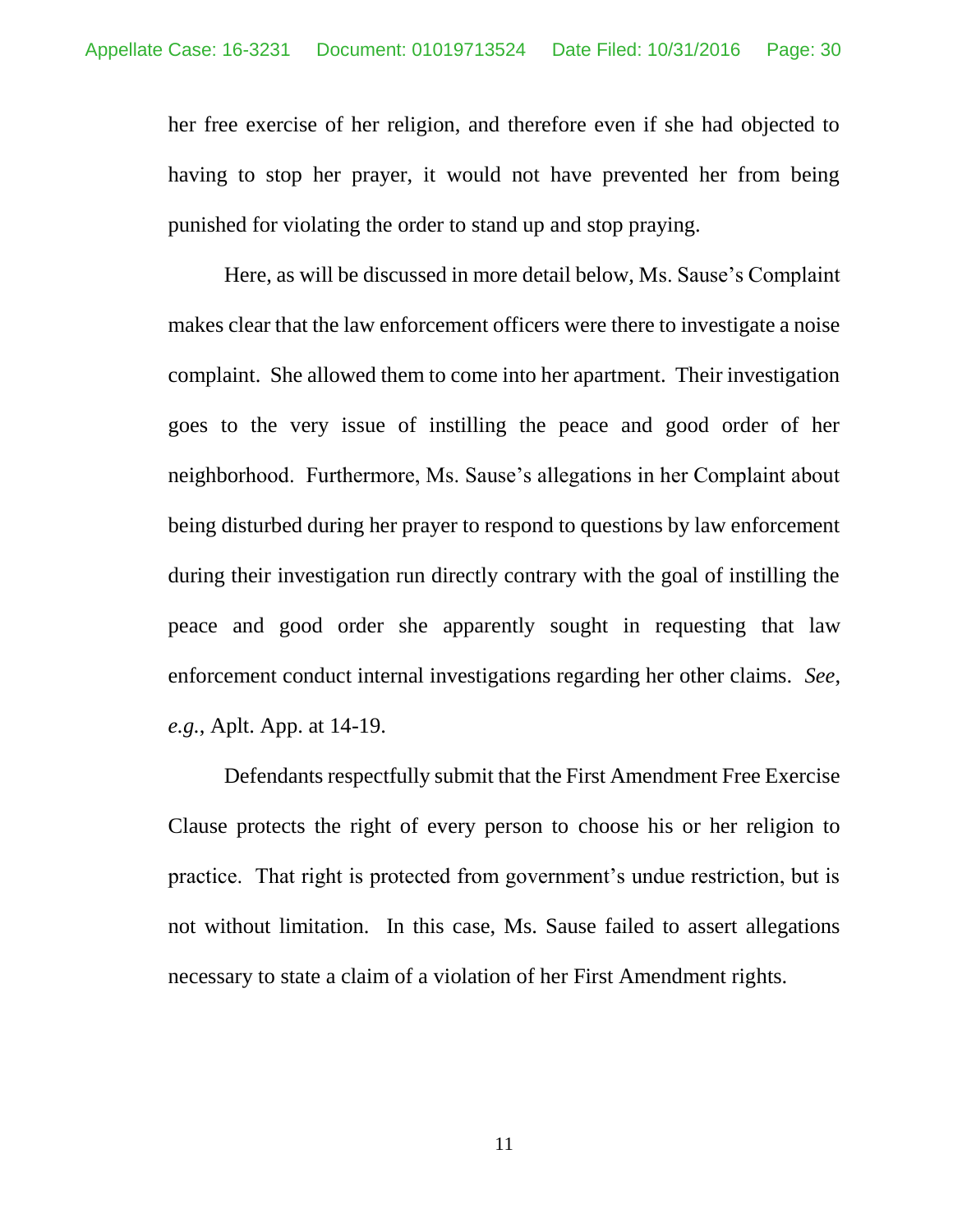her free exercise of her religion, and therefore even if she had objected to having to stop her prayer, it would not have prevented her from being punished for violating the order to stand up and stop praying.

Here, as will be discussed in more detail below, Ms. Sause's Complaint makes clear that the law enforcement officers were there to investigate a noise complaint. She allowed them to come into her apartment. Their investigation goes to the very issue of instilling the peace and good order of her neighborhood. Furthermore, Ms. Sause's allegations in her Complaint about being disturbed during her prayer to respond to questions by law enforcement during their investigation run directly contrary with the goal of instilling the peace and good order she apparently sought in requesting that law enforcement conduct internal investigations regarding her other claims. *See, e.g.*, Aplt. App. at 14-19.

Defendants respectfully submit that the First Amendment Free Exercise Clause protects the right of every person to choose his or her religion to practice. That right is protected from government's undue restriction, but is not without limitation. In this case, Ms. Sause failed to assert allegations necessary to state a claim of a violation of her First Amendment rights.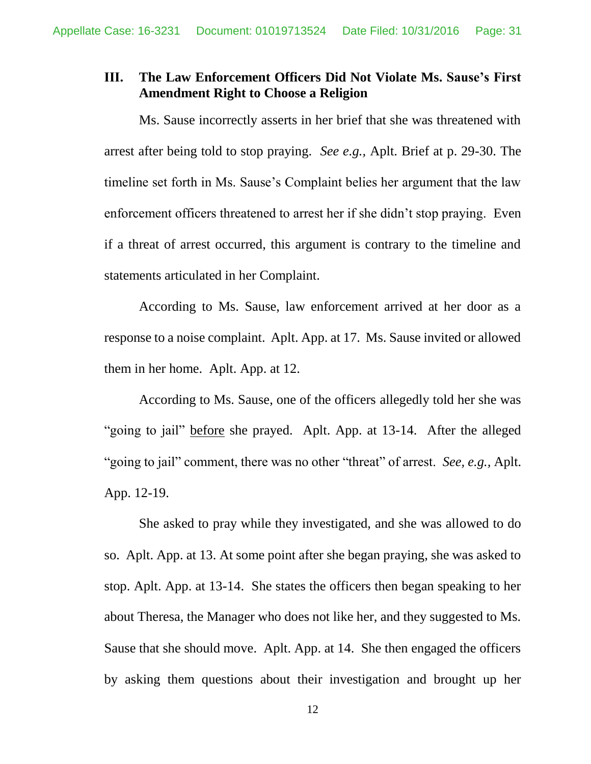## III. The Law Enforcement Officers Did Not Violate Ms. Sause's First Amendment Right to Choose a Religion

Ms. Sause incorrectly asserts in her brief that she was threatened with arrest after being told to stop praying. *See e.g.*, Aplt. Brief at p. 29-30. The timeline set forth in Ms. Sause's Complaint belies her argument that the law enforcement officers threatened to arrest her if she didn't stop praying. Even if a threat of arrest occurred, this argument is contrary to the timeline and statements articulated in her Complaint.

According to Ms. Sause, law enforcement arrived at her door as a response to a noise complaint. Aplt. App. at 17. Ms. Sause invited or allowed them in her home. Aplt. App. at 12.

According to Ms. Sause, one of the officers allegedly told her she was "going to jail" <u>before</u> she prayed. Aplt. App. at 13-14. After the alleged "going to jail" comment, there was no other "threat" of arrest. *See, e.g.,* Aplt. App. 12-19.

She asked to pray while they investigated, and she was allowed to do so. Aplt. App. at 13. At some point after she began praying, she was asked to stop. Aplt. App. at 13-14. She states the officers then began speaking to her about Theresa, the Manager who does not like her, and they suggested to Ms. Sause that she should move. Aplt. App. at 14. She then engaged the officers by asking them questions about their investigation and brought up her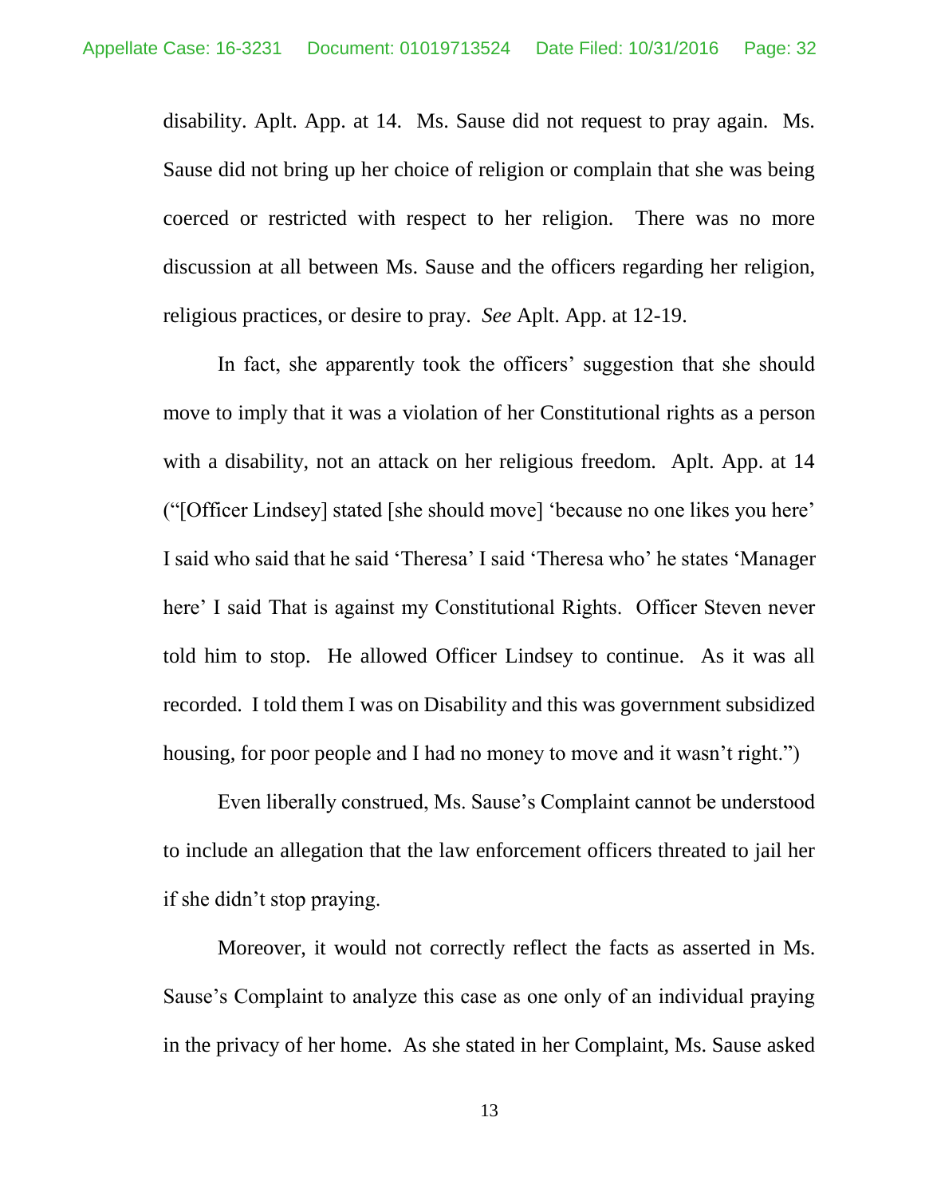disability. Aplt. App. at 14. Ms. Sause did not request to pray again. Ms. Sause did not bring up her choice of religion or complain that she was being coerced or restricted with respect to her religion. There was no more discussion at all between Ms. Sause and the officers regarding her religion, religious practices, or desire to pray. *See* Aplt. App. at 12-19.

In fact, she apparently took the officers' suggestion that she should move to imply that it was a violation of her Constitutional rights as a person with a disability, not an attack on her religious freedom. Aplt. App. at 14 ("[Officer Lindsey] stated [she should move] 'because no one likes you here' I said who said that he said 'Theresa' I said 'Theresa who' he states 'Manager here' I said That is against my Constitutional Rights. Officer Steven never told him to stop. He allowed Officer Lindsey to continue. As it was all recorded. I told them I was on Disability and this was government subsidized housing, for poor people and I had no money to move and it wasn't right.")

Even liberally construed, Ms. Sause's Complaint cannot be understood to include an allegation that the law enforcement officers threated to jail her if she didn't stop praying.

Moreover, it would not correctly reflect the facts as asserted in Ms. Sause's Complaint to analyze this case as one only of an individual praying in the privacy of her home. As she stated in her Complaint, Ms. Sause asked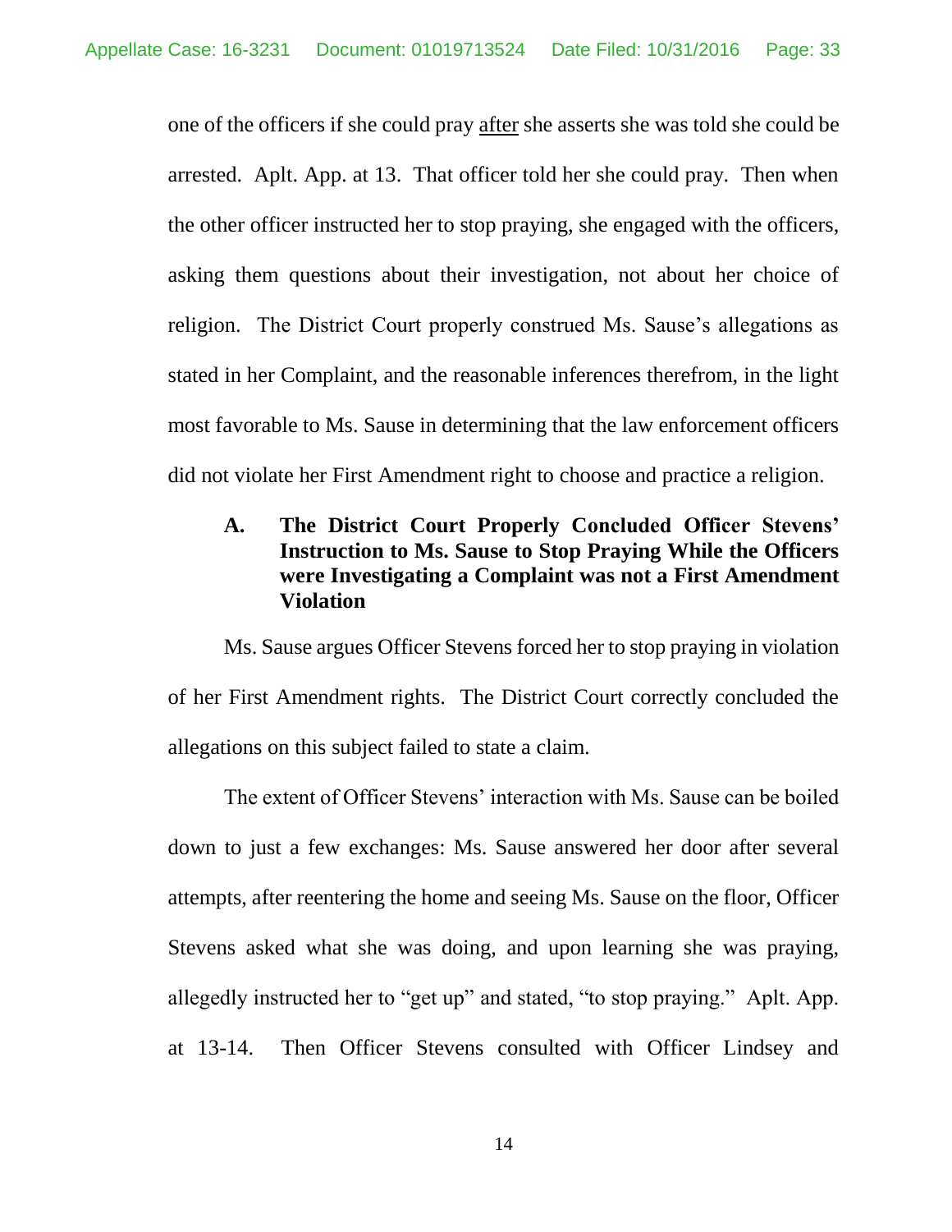one of the officers if she could pray <u>after</u> she asserts she was told she could be arrested. Aplt. App. at 13. That officer told her she could pray. Then when the other officer instructed her to stop praying, she engaged with the officers, asking them questions about their investigation, not about her choice of religion. The District Court properly construed Ms. Sause's allegations as stated in her Complaint, and the reasonable inferences therefrom, in the light most favorable to Ms. Sause in determining that the law enforcement officers did not violate her First Amendment right to choose and practice a religion.

### A. The District Court Properly Concluded Officer Stevens' Instruction to Ms. Sause to Stop Praying While the Officers were Investigating a Complaint was not a First Amendment Violation

Ms. Sause argues Officer Stevens forced her to stop praying in violation of her First Amendment rights. The District Court correctly concluded the allegations on this subject failed to state a claim.

The extent of Officer Stevens' interaction with Ms. Sause can be boiled down to just a few exchanges: Ms. Sause answered her door after several attempts, after reentering the home and seeing Ms. Sause on the floor, Officer Stevens asked what she was doing, and upon learning she was praying, allegedly instructed her to "get up" and stated, "to stop praying." Aplt. App. at 13-14. Then Officer Stevens consulted with Officer Lindsey and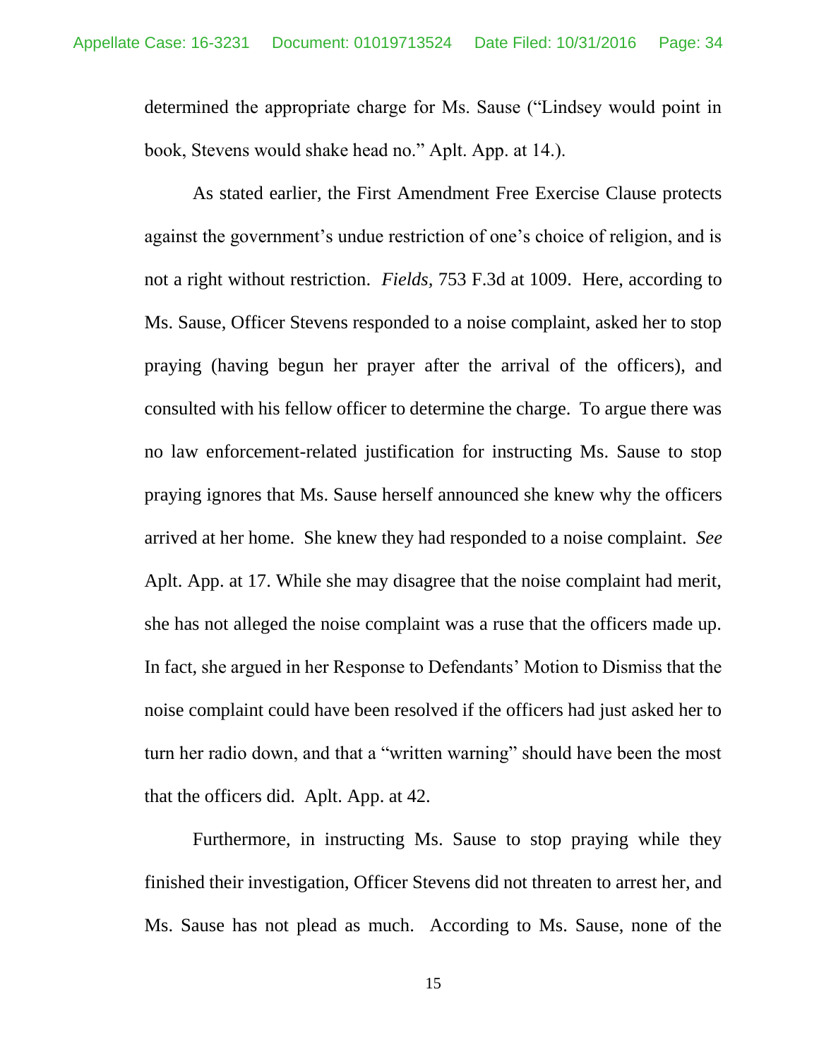determined the appropriate charge for Ms. Sause ("Lindsey would point in book, Stevens would shake head no." Aplt. App. at 14.).

As stated earlier, the First Amendment Free Exercise Clause protects against the government's undue restriction of one's choice of religion, and is not a right without restriction. *Fields*, 753 F.3d at 1009. Here, according to Ms. Sause, Officer Stevens responded to a noise complaint, asked her to stop praying (having begun her prayer after the arrival of the officers), and consulted with his fellow officer to determine the charge. To argue there was no law enforcement-related justification for instructing Ms. Sause to stop praying ignores that Ms. Sause herself announced she knew why the officers arrived at her home. She knew they had responded to a noise complaint. *See* Aplt. App. at 17. While she may disagree that the noise complaint had merit, she has not alleged the noise complaint was a ruse that the officers made up. In fact, she argued in her Response to Defendants' Motion to Dismiss that the noise complaint could have been resolved if the officers had just asked her to turn her radio down, and that a "written warning" should have been the most that the officers did. Aplt. App. at 42.

Furthermore, in instructing Ms. Sause to stop praying while they finished their investigation, Officer Stevens did not threaten to arrest her, and Ms. Sause has not plead as much. According to Ms. Sause, none of the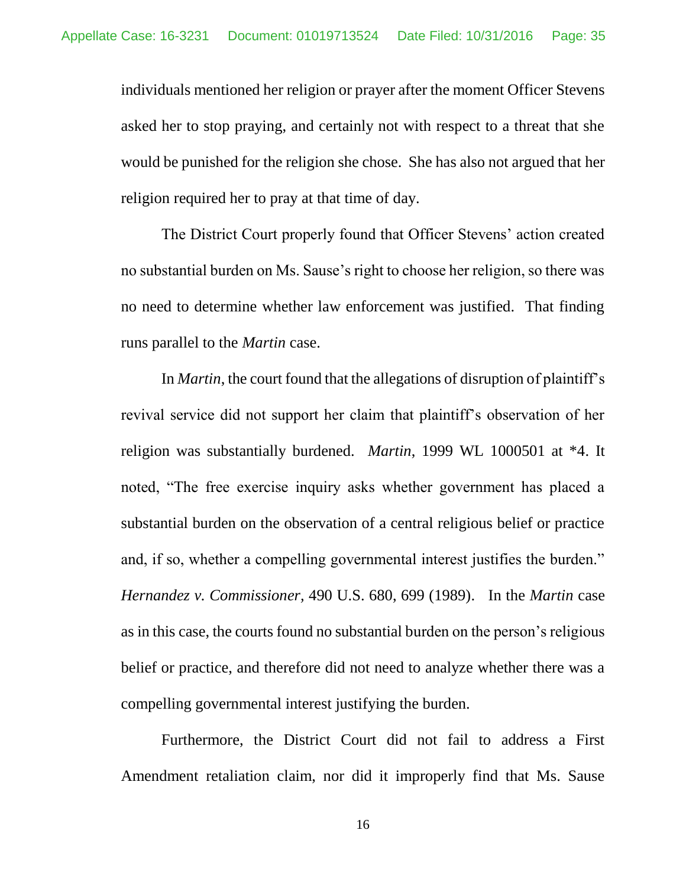individuals mentioned her religion or prayer after the moment Officer Stevens asked her to stop praying, and certainly not with respect to a threat that she would be punished for the religion she chose. She has also not argued that her religion required her to pray at that time of day.

The District Court properly found that Officer Stevens' action created no substantial burden on Ms. Sause's right to choose her religion, so there was no need to determine whether law enforcement was justified. That finding runs parallel to the *Martin* case.

In *Martin*, the court found that the allegations of disruption of plaintiff's revival service did not support her claim that plaintiff's observation of her religion was substantially burdened. *Martin*, 1999 WL 1000501 at *4. It noted, "The free exercise inquiry asks whether government has placed a substantial burden on the observation of a central religious belief or practice and, if so, whether a compelling governmental interest justifies the burden." *Hernandez v. Commissioner,* 490 U.S. 680, 699 (1989). In the *Martin* case as in this case, the courts found no substantial burden on the person's religious belief or practice, and therefore did not need to analyze whether there was a compelling governmental interest justifying the burden.

Furthermore, the District Court did not fail to address a First Amendment retaliation claim, nor did it improperly find that Ms. Sause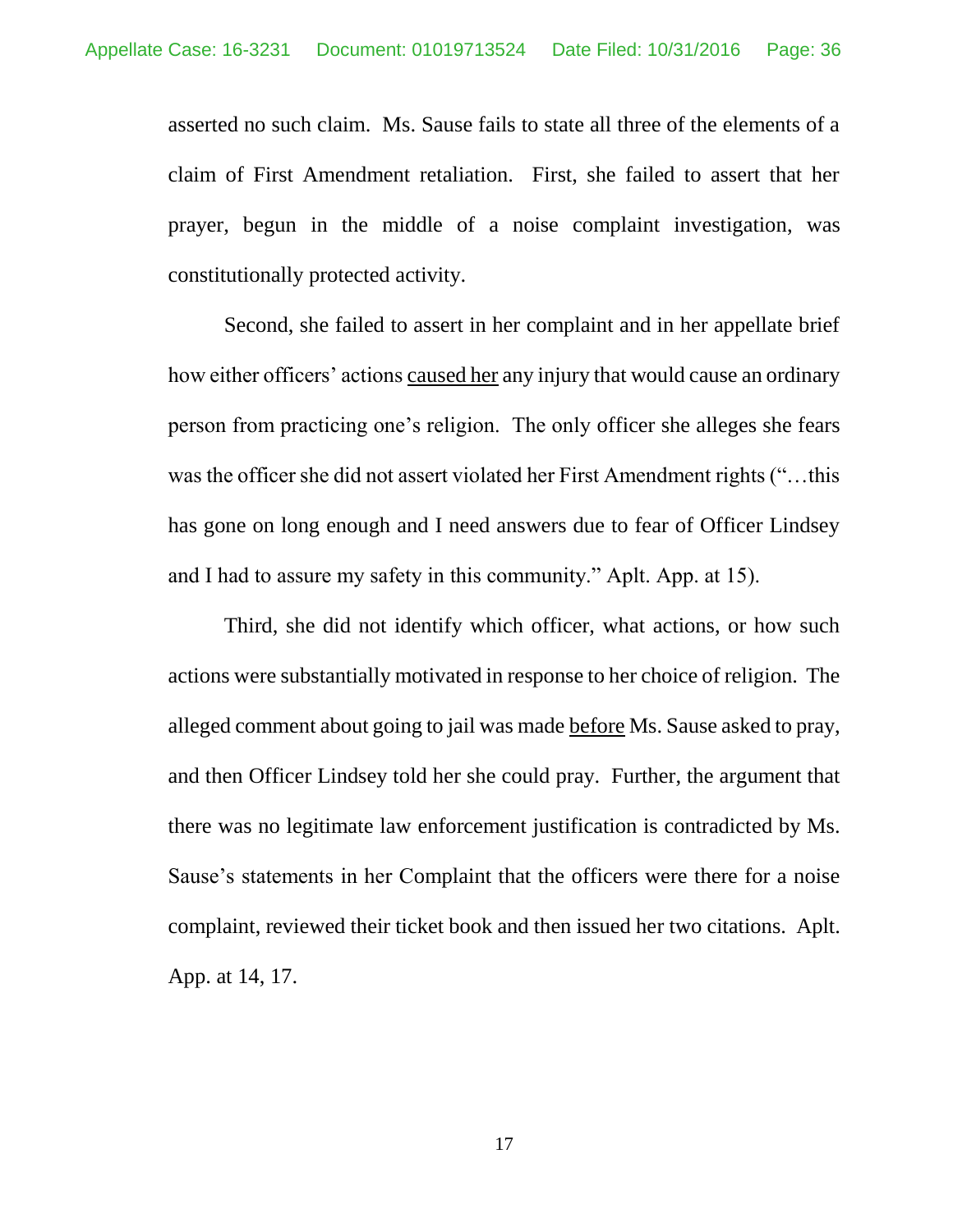asserted no such claim. Ms. Sause fails to state all three of the elements of a claim of First Amendment retaliation. First, she failed to assert that her prayer, begun in the middle of a noise complaint investigation, was constitutionally protected activity.

Second, she failed to assert in her complaint and in her appellate brief how either officers' actions <u>caused her</u> any injury that would cause an ordinary person from practicing one's religion. The only officer she alleges she fears was the officer she did not assert violated her First Amendment rights ("…this has gone on long enough and I need answers due to fear of Officer Lindsey and I had to assure my safety in this community." Aplt. App. at 15).

Third, she did not identify which officer, what actions, or how such actions were substantially motivated in response to her choice of religion. The alleged comment about going to jail was made <u>before</u> Ms. Sause asked to pray, and then Officer Lindsey told her she could pray. Further, the argument that there was no legitimate law enforcement justification is contradicted by Ms. Sause's statements in her Complaint that the officers were there for a noise complaint, reviewed their ticket book and then issued her two citations. Aplt. App. at 14, 17.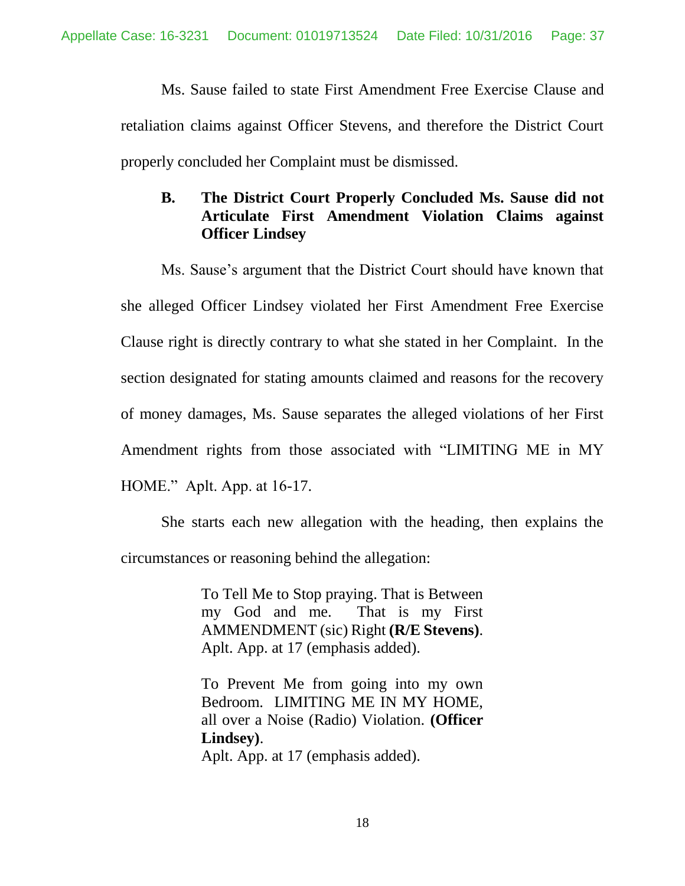Ms. Sause failed to state First Amendment Free Exercise Clause and retaliation claims against Officer Stevens, and therefore the District Court properly concluded her Complaint must be dismissed.

### B. The District Court Properly Concluded Ms. Sause did not Articulate First Amendment Violation Claims against Officer Lindsey

Ms. Sause's argument that the District Court should have known that she alleged Officer Lindsey violated her First Amendment Free Exercise Clause right is directly contrary to what she stated in her Complaint. In the section designated for stating amounts claimed and reasons for the recovery of money damages, Ms. Sause separates the alleged violations of her First Amendment rights from those associated with "LIMITING ME in MY HOME." Aplt. App. at 16-17.

She starts each new allegation with the heading, then explains the circumstances or reasoning behind the allegation:

> To Tell Me to Stop praying. That is Between my God and me. That is my First AMMENDMENT (sic) Right **(R/E Stevens)**.
> Aplt. App. at 17 (emphasis added).

> To Prevent Me from going into my own Bedroom. LIMITING ME IN MY HOME, all over a Noise (Radio) Violation. **(Officer Lindsey)**.
> Aplt. App. at 17 (emphasis added).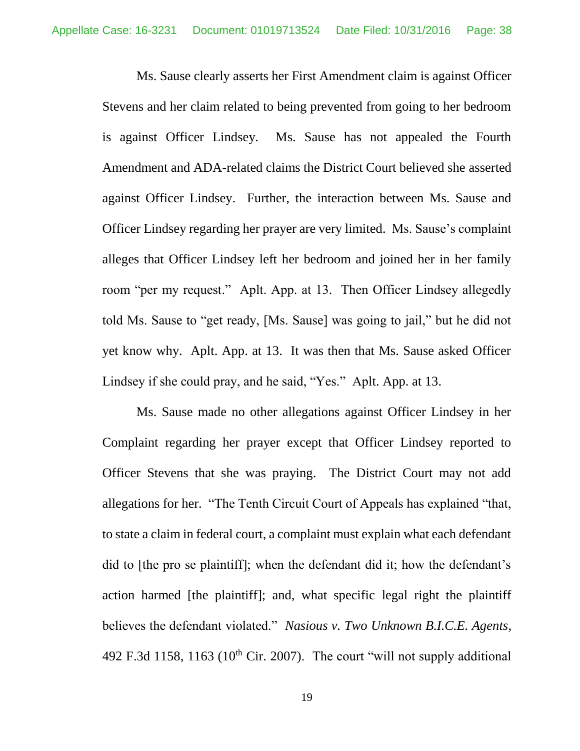Ms. Sause clearly asserts her First Amendment claim is against Officer Stevens and her claim related to being prevented from going to her bedroom is against Officer Lindsey. Ms. Sause has not appealed the Fourth Amendment and ADA-related claims the District Court believed she asserted against Officer Lindsey. Further, the interaction between Ms. Sause and Officer Lindsey regarding her prayer are very limited. Ms. Sause's complaint alleges that Officer Lindsey left her bedroom and joined her in her family room "per my request." Aplt. App. at 13. Then Officer Lindsey allegedly told Ms. Sause to "get ready, [Ms. Sause] was going to jail," but he did not yet know why. Aplt. App. at 13. It was then that Ms. Sause asked Officer Lindsey if she could pray, and he said, "Yes." Aplt. App. at 13.

Ms. Sause made no other allegations against Officer Lindsey in her Complaint regarding her prayer except that Officer Lindsey reported to Officer Stevens that she was praying. The District Court may not add allegations for her. "The Tenth Circuit Court of Appeals has explained "that, to state a claim in federal court, a complaint must explain what each defendant did to [the pro se plaintiff]; when the defendant did it; how the defendant's action harmed [the plaintiff]; and, what specific legal right the plaintiff believes the defendant violated." *Nasious v. Two Unknown B.I.C.E. Agents*, 492 F.3d 1158, 1163 (10th Cir. 2007). The court "will not supply additional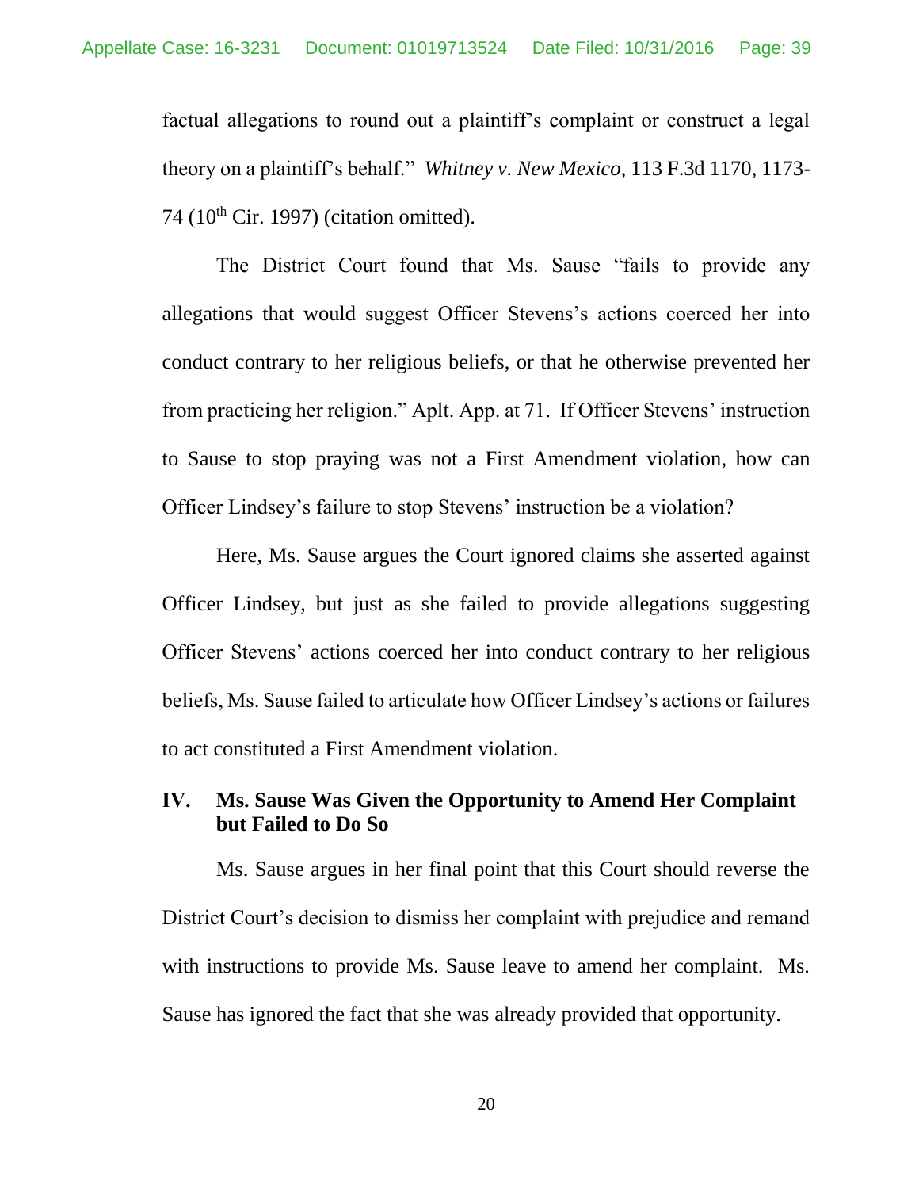factual allegations to round out a plaintiff's complaint or construct a legal theory on a plaintiff's behalf." *Whitney v. New Mexico*, 113 F.3d 1170, 1173-74 (10th Cir. 1997) (citation omitted).

The District Court found that Ms. Sause "fails to provide any allegations that would suggest Officer Stevens's actions coerced her into conduct contrary to her religious beliefs, or that he otherwise prevented her from practicing her religion." Aplt. App. at 71. If Officer Stevens' instruction to Sause to stop praying was not a First Amendment violation, how can Officer Lindsey's failure to stop Stevens' instruction be a violation?

Here, Ms. Sause argues the Court ignored claims she asserted against Officer Lindsey, but just as she failed to provide allegations suggesting Officer Stevens' actions coerced her into conduct contrary to her religious beliefs, Ms. Sause failed to articulate how Officer Lindsey's actions or failures to act constituted a First Amendment violation.

## IV. Ms. Sause Was Given the Opportunity to Amend Her Complaint but Failed to Do So

Ms. Sause argues in her final point that this Court should reverse the District Court's decision to dismiss her complaint with prejudice and remand with instructions to provide Ms. Sause leave to amend her complaint. Ms. Sause has ignored the fact that she was already provided that opportunity.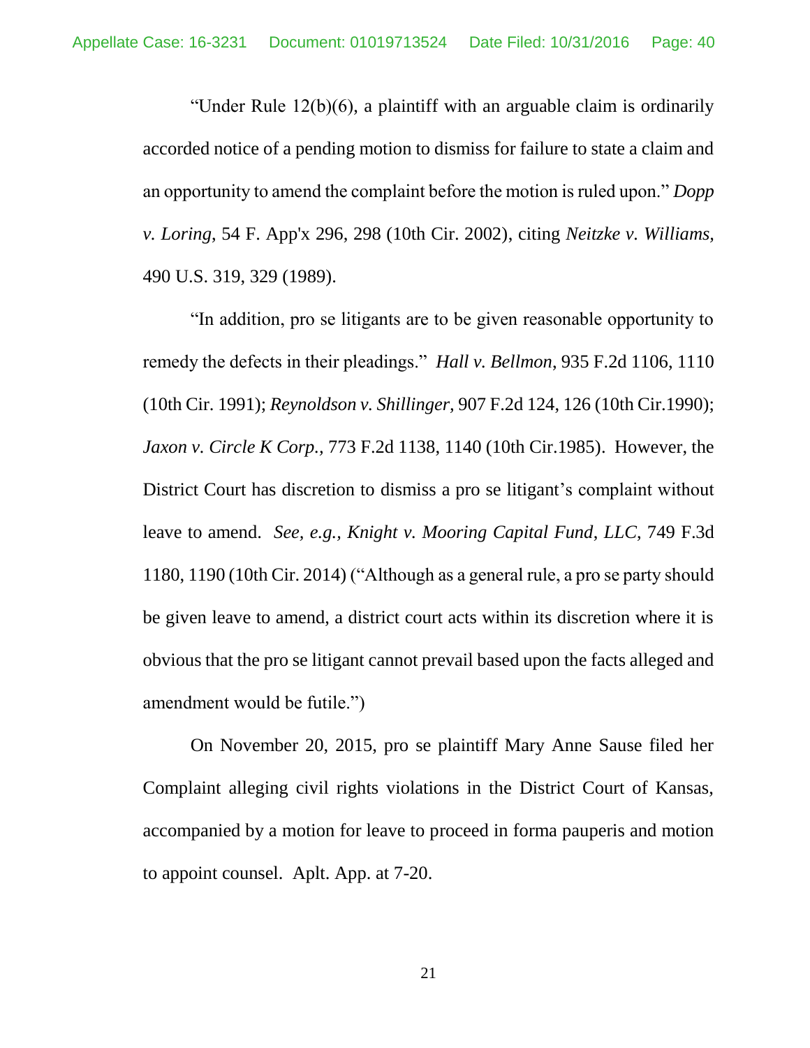"Under Rule 12(b)(6), a plaintiff with an arguable claim is ordinarily accorded notice of a pending motion to dismiss for failure to state a claim and an opportunity to amend the complaint before the motion is ruled upon." *Dopp v. Loring*, 54 F. App'x 296, 298 (10th Cir. 2002), citing *Neitzke v. Williams,* 490 U.S. 319, 329 (1989).

"In addition, pro se litigants are to be given reasonable opportunity to remedy the defects in their pleadings." *Hall v. Bellmon*, 935 F.2d 1106, 1110 (10th Cir. 1991); *Reynoldson v. Shillinger*, 907 F.2d 124, 126 (10th Cir.1990); *Jaxon v. Circle K Corp.*, 773 F.2d 1138, 1140 (10th Cir.1985). However, the District Court has discretion to dismiss a pro se litigant's complaint without leave to amend. *See, e.g., Knight v. Mooring Capital Fund, LLC*, 749 F.3d 1180, 1190 (10th Cir. 2014) ("Although as a general rule, a pro se party should be given leave to amend, a district court acts within its discretion where it is obvious that the pro se litigant cannot prevail based upon the facts alleged and amendment would be futile.")

On November 20, 2015, pro se plaintiff Mary Anne Sause filed her Complaint alleging civil rights violations in the District Court of Kansas, accompanied by a motion for leave to proceed in forma pauperis and motion to appoint counsel. Aplt. App. at 7-20.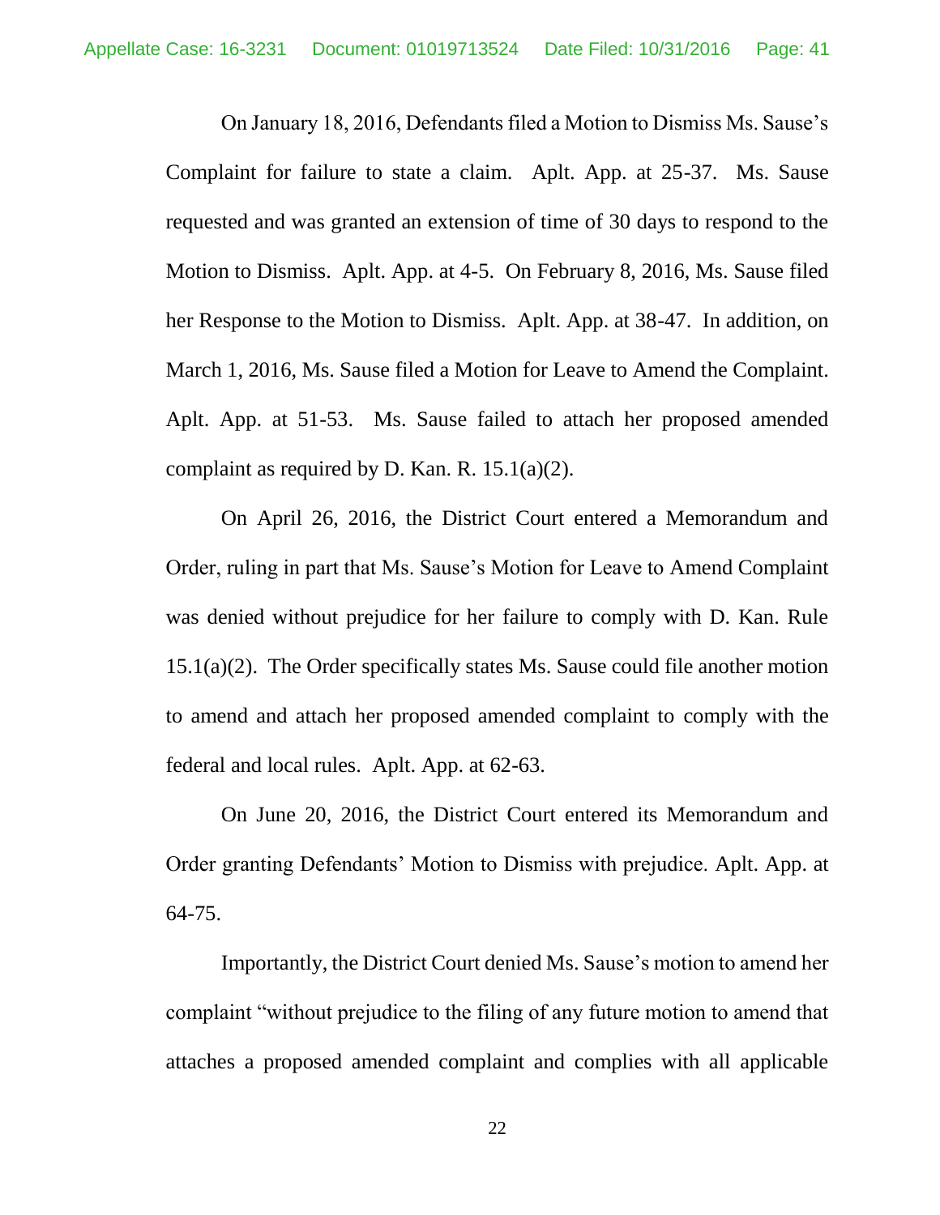On January 18, 2016, Defendants filed a Motion to Dismiss Ms. Sause's Complaint for failure to state a claim. Aplt. App. at 25-37. Ms. Sause requested and was granted an extension of time of 30 days to respond to the Motion to Dismiss. Aplt. App. at 4-5. On February 8, 2016, Ms. Sause filed her Response to the Motion to Dismiss. Aplt. App. at 38-47. In addition, on March 1, 2016, Ms. Sause filed a Motion for Leave to Amend the Complaint. Aplt. App. at 51-53. Ms. Sause failed to attach her proposed amended complaint as required by D. Kan. R. 15.1(a)(2).

On April 26, 2016, the District Court entered a Memorandum and Order, ruling in part that Ms. Sause's Motion for Leave to Amend Complaint was denied without prejudice for her failure to comply with D. Kan. Rule 15.1(a)(2). The Order specifically states Ms. Sause could file another motion to amend and attach her proposed amended complaint to comply with the federal and local rules. Aplt. App. at 62-63.

On June 20, 2016, the District Court entered its Memorandum and Order granting Defendants' Motion to Dismiss with prejudice. Aplt. App. at 64-75.

Importantly, the District Court denied Ms. Sause's motion to amend her complaint "without prejudice to the filing of any future motion to amend that attaches a proposed amended complaint and complies with all applicable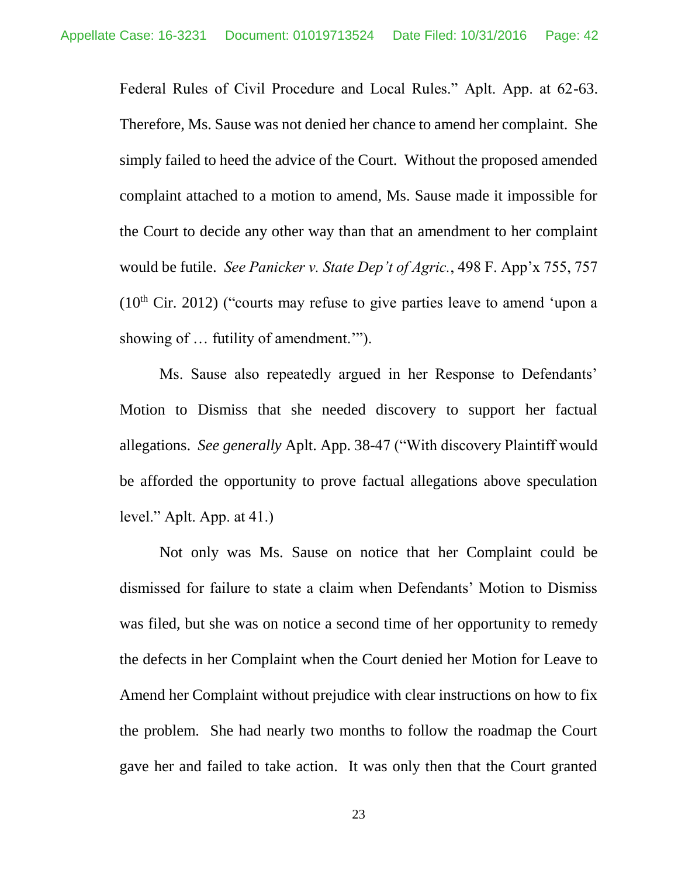Federal Rules of Civil Procedure and Local Rules." Aplt. App. at 62-63. Therefore, Ms. Sause was not denied her chance to amend her complaint. She simply failed to heed the advice of the Court. Without the proposed amended complaint attached to a motion to amend, Ms. Sause made it impossible for the Court to decide any other way than that an amendment to her complaint would be futile. *See Panicker v. State Dep't of Agric.*, 498 F. App'x 755, 757 (10th Cir. 2012) ("courts may refuse to give parties leave to amend 'upon a showing of … futility of amendment.'").

Ms. Sause also repeatedly argued in her Response to Defendants' Motion to Dismiss that she needed discovery to support her factual allegations. *See generally* Aplt. App. 38-47 ("With discovery Plaintiff would be afforded the opportunity to prove factual allegations above speculation level." Aplt. App. at 41.)

Not only was Ms. Sause on notice that her Complaint could be dismissed for failure to state a claim when Defendants' Motion to Dismiss was filed, but she was on notice a second time of her opportunity to remedy the defects in her Complaint when the Court denied her Motion for Leave to Amend her Complaint without prejudice with clear instructions on how to fix the problem. She had nearly two months to follow the roadmap the Court gave her and failed to take action. It was only then that the Court granted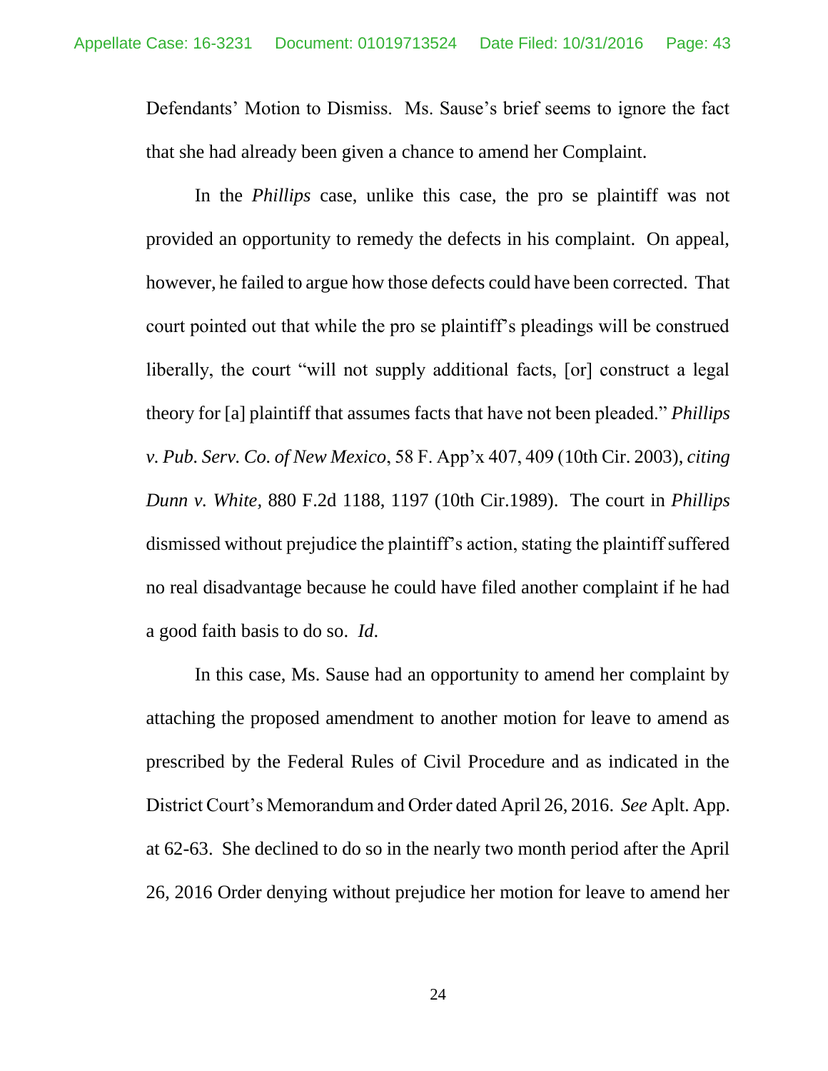Defendants' Motion to Dismiss. Ms. Sause's brief seems to ignore the fact that she had already been given a chance to amend her Complaint.

In the *Phillips* case, unlike this case, the pro se plaintiff was not provided an opportunity to remedy the defects in his complaint. On appeal, however, he failed to argue how those defects could have been corrected. That court pointed out that while the pro se plaintiff's pleadings will be construed liberally, the court "will not supply additional facts, [or] construct a legal theory for [a] plaintiff that assumes facts that have not been pleaded." *Phillips v. Pub. Serv. Co. of New Mexico*, 58 F. App'x 407, 409 (10th Cir. 2003), *citing Dunn v. White,* 880 F.2d 1188, 1197 (10th Cir.1989). The court in *Phillips* dismissed without prejudice the plaintiff's action, stating the plaintiff suffered no real disadvantage because he could have filed another complaint if he had a good faith basis to do so. *Id*.

In this case, Ms. Sause had an opportunity to amend her complaint by attaching the proposed amendment to another motion for leave to amend as prescribed by the Federal Rules of Civil Procedure and as indicated in the District Court's Memorandum and Order dated April 26, 2016. *See* Aplt. App. at 62-63. She declined to do so in the nearly two month period after the April 26, 2016 Order denying without prejudice her motion for leave to amend her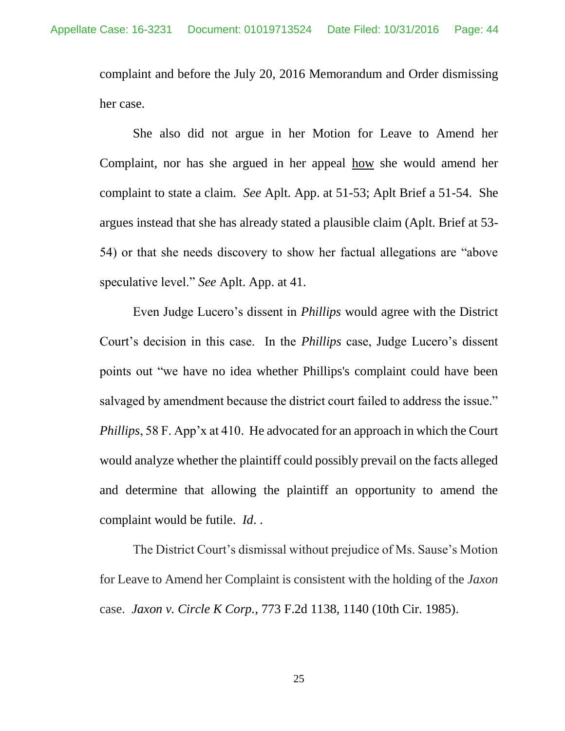complaint and before the July 20, 2016 Memorandum and Order dismissing her case.

She also did not argue in her Motion for Leave to Amend her Complaint, nor has she argued in her appeal <u>how</u> she would amend her complaint to state a claim. *See* Aplt. App. at 51-53; Aplt Brief a 51-54. She argues instead that she has already stated a plausible claim (Aplt. Brief at 53-54) or that she needs discovery to show her factual allegations are "above speculative level." *See* Aplt. App. at 41.

Even Judge Lucero's dissent in *Phillips* would agree with the District Court's decision in this case. In the *Phillips* case, Judge Lucero's dissent points out "we have no idea whether Phillips's complaint could have been salvaged by amendment because the district court failed to address the issue." *Phillips*, 58 F. App'x at 410. He advocated for an approach in which the Court would analyze whether the plaintiff could possibly prevail on the facts alleged and determine that allowing the plaintiff an opportunity to amend the complaint would be futile. *Id*. .

The District Court's dismissal without prejudice of Ms. Sause's Motion for Leave to Amend her Complaint is consistent with the holding of the *Jaxon* case. *Jaxon v. Circle K Corp.*, 773 F.2d 1138, 1140 (10th Cir. 1985).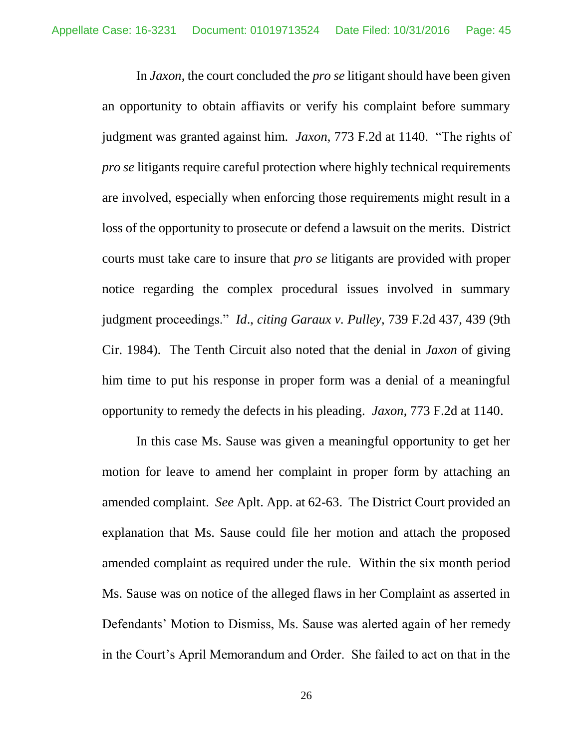In *Jaxon*, the court concluded the *pro se* litigant should have been given an opportunity to obtain affiavits or verify his complaint before summary judgment was granted against him. *Jaxon*, 773 F.2d at 1140. "The rights of *pro se* litigants require careful protection where highly technical requirements are involved, especially when enforcing those requirements might result in a loss of the opportunity to prosecute or defend a lawsuit on the merits. District courts must take care to insure that *pro se* litigants are provided with proper notice regarding the complex procedural issues involved in summary judgment proceedings." *Id*., *citing Garaux v. Pulley,* 739 F.2d 437, 439 (9th Cir. 1984). The Tenth Circuit also noted that the denial in *Jaxon* of giving him time to put his response in proper form was a denial of a meaningful opportunity to remedy the defects in his pleading. *Jaxon*, 773 F.2d at 1140.

In this case Ms. Sause was given a meaningful opportunity to get her motion for leave to amend her complaint in proper form by attaching an amended complaint. *See* Aplt. App. at 62-63. The District Court provided an explanation that Ms. Sause could file her motion and attach the proposed amended complaint as required under the rule. Within the six month period Ms. Sause was on notice of the alleged flaws in her Complaint as asserted in Defendants' Motion to Dismiss, Ms. Sause was alerted again of her remedy in the Court's April Memorandum and Order. She failed to act on that in the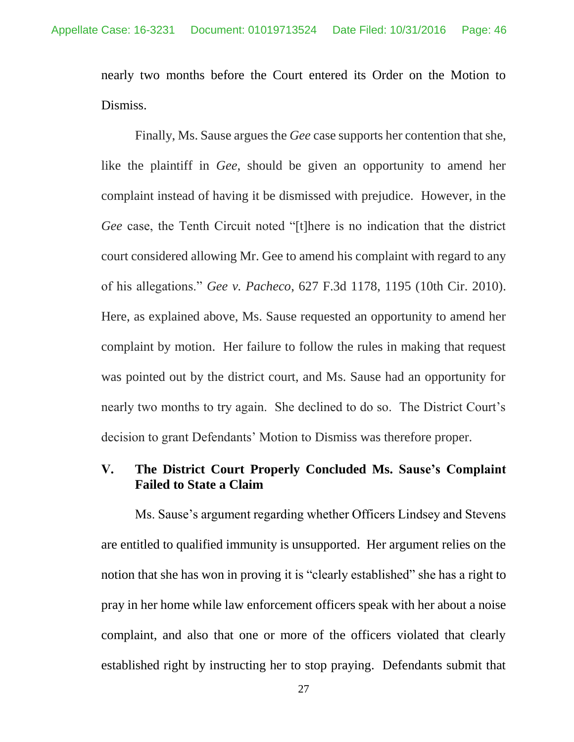nearly two months before the Court entered its Order on the Motion to Dismiss.

Finally, Ms. Sause argues the *Gee* case supports her contention that she, like the plaintiff in *Gee*, should be given an opportunity to amend her complaint instead of having it be dismissed with prejudice. However, in the *Gee* case, the Tenth Circuit noted "[t]here is no indication that the district court considered allowing Mr. Gee to amend his complaint with regard to any of his allegations." *Gee v. Pacheco*, 627 F.3d 1178, 1195 (10th Cir. 2010). Here, as explained above, Ms. Sause requested an opportunity to amend her complaint by motion. Her failure to follow the rules in making that request was pointed out by the district court, and Ms. Sause had an opportunity for nearly two months to try again. She declined to do so. The District Court's decision to grant Defendants' Motion to Dismiss was therefore proper.

## V. The District Court Properly Concluded Ms. Sause's Complaint Failed to State a Claim

Ms. Sause's argument regarding whether Officers Lindsey and Stevens are entitled to qualified immunity is unsupported. Her argument relies on the notion that she has won in proving it is "clearly established" she has a right to pray in her home while law enforcement officers speak with her about a noise complaint, and also that one or more of the officers violated that clearly established right by instructing her to stop praying. Defendants submit that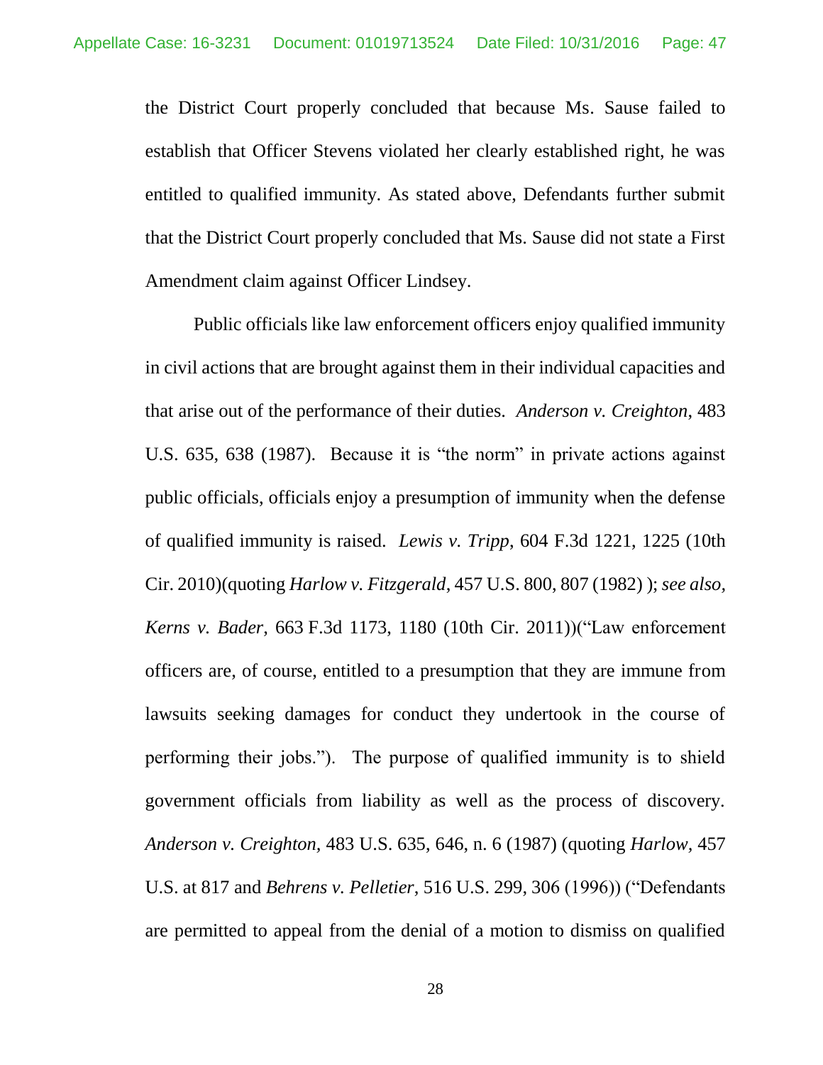the District Court properly concluded that because Ms. Sause failed to establish that Officer Stevens violated her clearly established right, he was entitled to qualified immunity. As stated above, Defendants further submit that the District Court properly concluded that Ms. Sause did not state a First Amendment claim against Officer Lindsey.

Public officials like law enforcement officers enjoy qualified immunity in civil actions that are brought against them in their individual capacities and that arise out of the performance of their duties. *Anderson v. Creighton*, 483 U.S. 635, 638 (1987). Because it is "the norm" in private actions against public officials, officials enjoy a presumption of immunity when the defense of qualified immunity is raised. *Lewis v. Tripp*, 604 F.3d 1221, 1225 (10th Cir. 2010)(quoting *Harlow v. Fitzgerald*, 457 U.S. 800, 807 (1982) ); *see also, Kerns v. Bader*, 663 F.3d 1173, 1180 (10th Cir. 2011))("Law enforcement officers are, of course, entitled to a presumption that they are immune from lawsuits seeking damages for conduct they undertook in the course of performing their jobs."). The purpose of qualified immunity is to shield government officials from liability as well as the process of discovery. *Anderson v. Creighton*, 483 U.S. 635, 646, n. 6 (1987) (quoting *Harlow*, 457 U.S. at 817 and *Behrens v. Pelletier*, 516 U.S. 299, 306 (1996)) ("Defendants are permitted to appeal from the denial of a motion to dismiss on qualified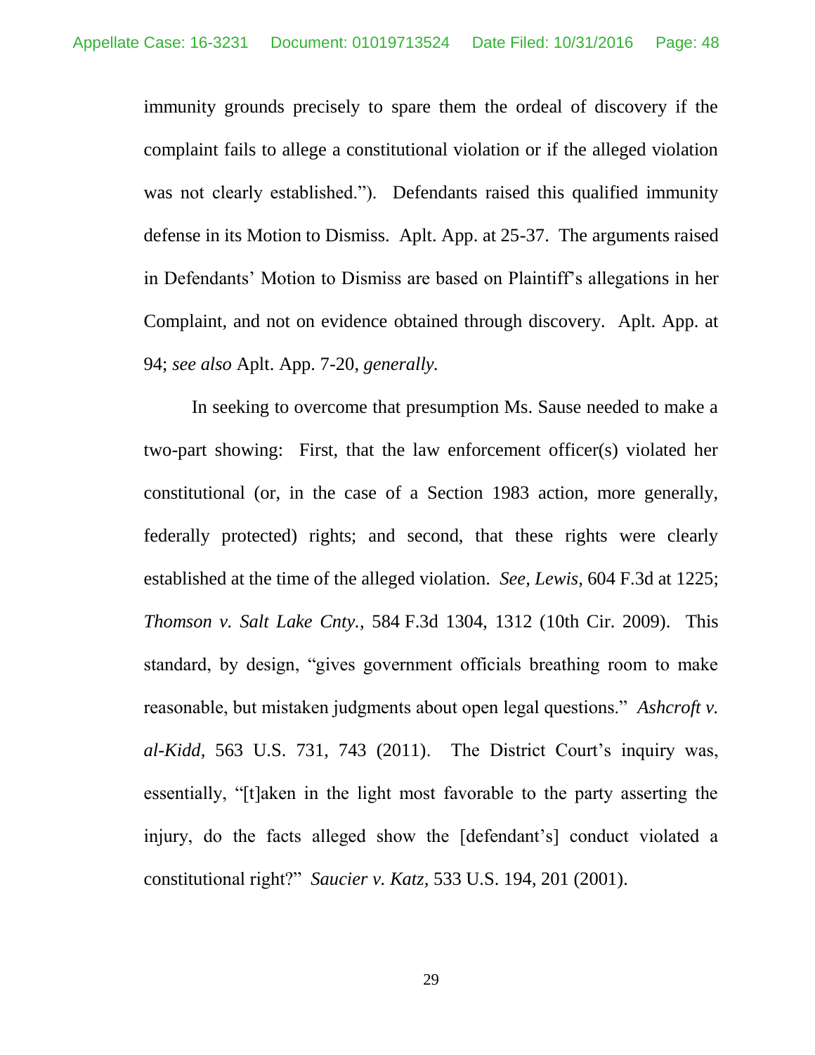immunity grounds precisely to spare them the ordeal of discovery if the complaint fails to allege a constitutional violation or if the alleged violation was not clearly established."). Defendants raised this qualified immunity defense in its Motion to Dismiss. Aplt. App. at 25-37. The arguments raised in Defendants' Motion to Dismiss are based on Plaintiff's allegations in her Complaint, and not on evidence obtained through discovery. Aplt. App. at 94; *see also* Aplt. App. 7-20, *generally.*

In seeking to overcome that presumption Ms. Sause needed to make a two-part showing: First, that the law enforcement officer(s) violated her constitutional (or, in the case of a Section 1983 action, more generally, federally protected) rights; and second, that these rights were clearly established at the time of the alleged violation. *See, Lewis,* 604 F.3d at 1225; *Thomson v. Salt Lake Cnty.,* 584 F.3d 1304, 1312 (10th Cir. 2009). This standard, by design, "gives government officials breathing room to make reasonable, but mistaken judgments about open legal questions." *Ashcroft v. al-Kidd,* 563 U.S. 731, 743 (2011). The District Court's inquiry was, essentially, "[t]aken in the light most favorable to the party asserting the injury, do the facts alleged show the [defendant's] conduct violated a constitutional right?" *Saucier v. Katz,* 533 U.S. 194, 201 (2001).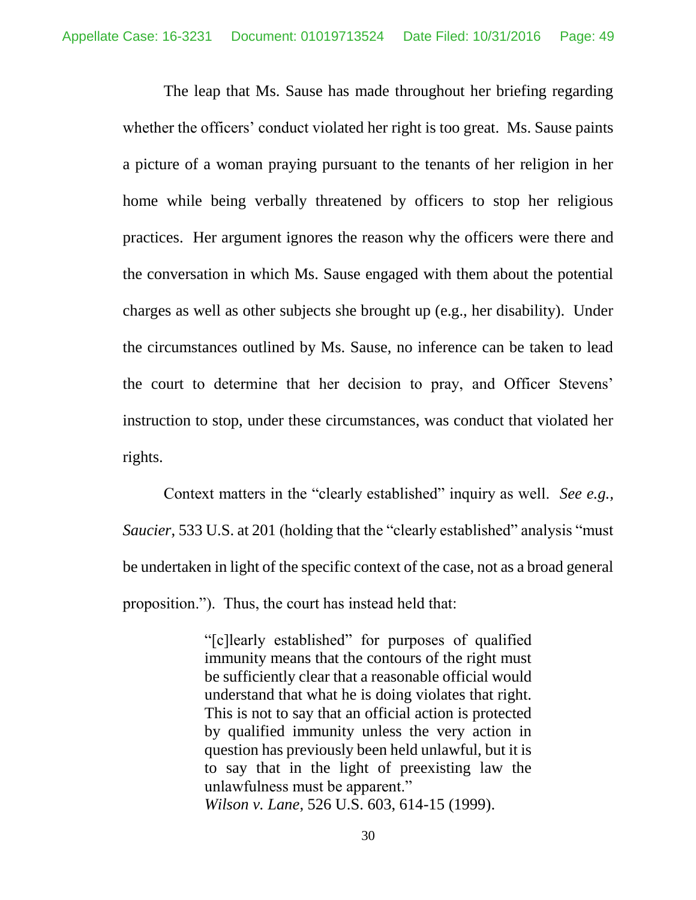The leap that Ms. Sause has made throughout her briefing regarding whether the officers' conduct violated her right is too great. Ms. Sause paints a picture of a woman praying pursuant to the tenants of her religion in her home while being verbally threatened by officers to stop her religious practices. Her argument ignores the reason why the officers were there and the conversation in which Ms. Sause engaged with them about the potential charges as well as other subjects she brought up (e.g., her disability). Under the circumstances outlined by Ms. Sause, no inference can be taken to lead the court to determine that her decision to pray, and Officer Stevens' instruction to stop, under these circumstances, was conduct that violated her rights.

Context matters in the "clearly established" inquiry as well. *See e.g., Saucier*, 533 U.S. at 201 (holding that the "clearly established" analysis "must be undertaken in light of the specific context of the case, not as a broad general proposition."). Thus, the court has instead held that:

> "[c]learly established" for purposes of qualified immunity means that the contours of the right must be sufficiently clear that a reasonable official would understand that what he is doing violates that right. This is not to say that an official action is protected by qualified immunity unless the very action in question has previously been held unlawful, but it is to say that in the light of preexisting law the unlawfulness must be apparent."
>
> *Wilson v. Lane*, 526 U.S. 603, 614-15 (1999).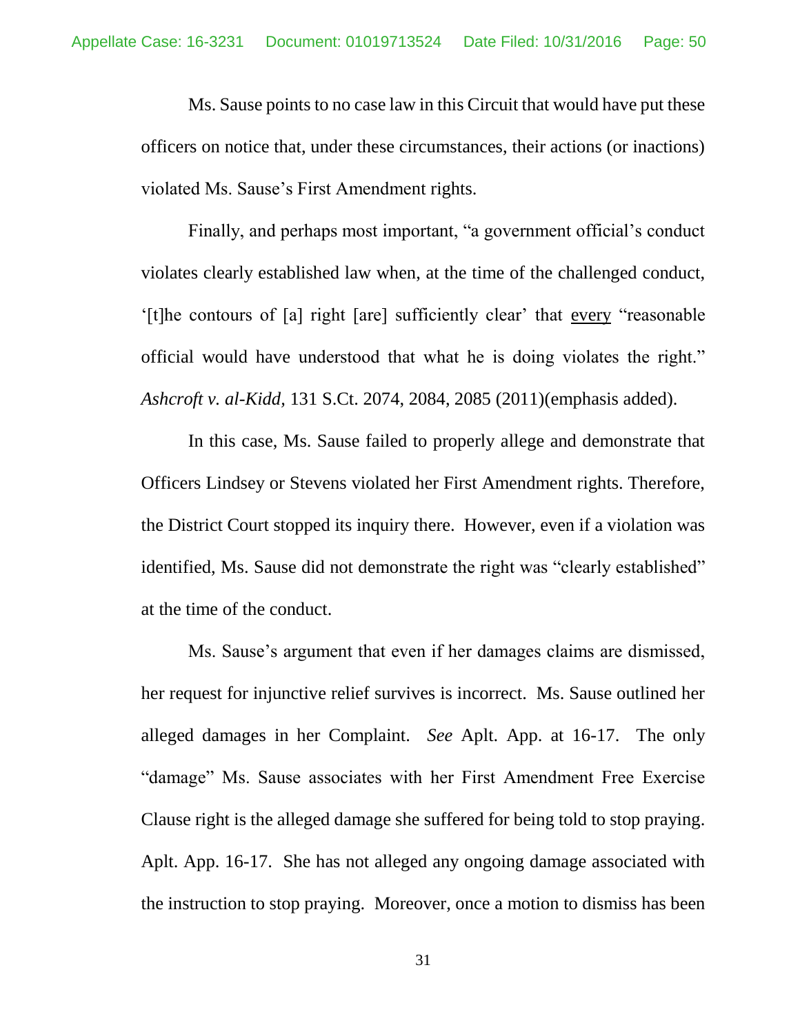Ms. Sause points to no case law in this Circuit that would have put these officers on notice that, under these circumstances, their actions (or inactions) violated Ms. Sause's First Amendment rights.

Finally, and perhaps most important, "a government official's conduct violates clearly established law when, at the time of the challenged conduct, '[t]he contours of [a] right [are] sufficiently clear' that <u>every</u> "reasonable official would have understood that what he is doing violates the right." *Ashcroft v. al-Kidd,* 131 S.Ct. 2074, 2084, 2085 (2011)(emphasis added).

In this case, Ms. Sause failed to properly allege and demonstrate that Officers Lindsey or Stevens violated her First Amendment rights. Therefore, the District Court stopped its inquiry there. However, even if a violation was identified, Ms. Sause did not demonstrate the right was "clearly established" at the time of the conduct.

Ms. Sause's argument that even if her damages claims are dismissed, her request for injunctive relief survives is incorrect. Ms. Sause outlined her alleged damages in her Complaint. *See* Aplt. App. at 16-17. The only "damage" Ms. Sause associates with her First Amendment Free Exercise Clause right is the alleged damage she suffered for being told to stop praying. Aplt. App. 16-17. She has not alleged any ongoing damage associated with the instruction to stop praying. Moreover, once a motion to dismiss has been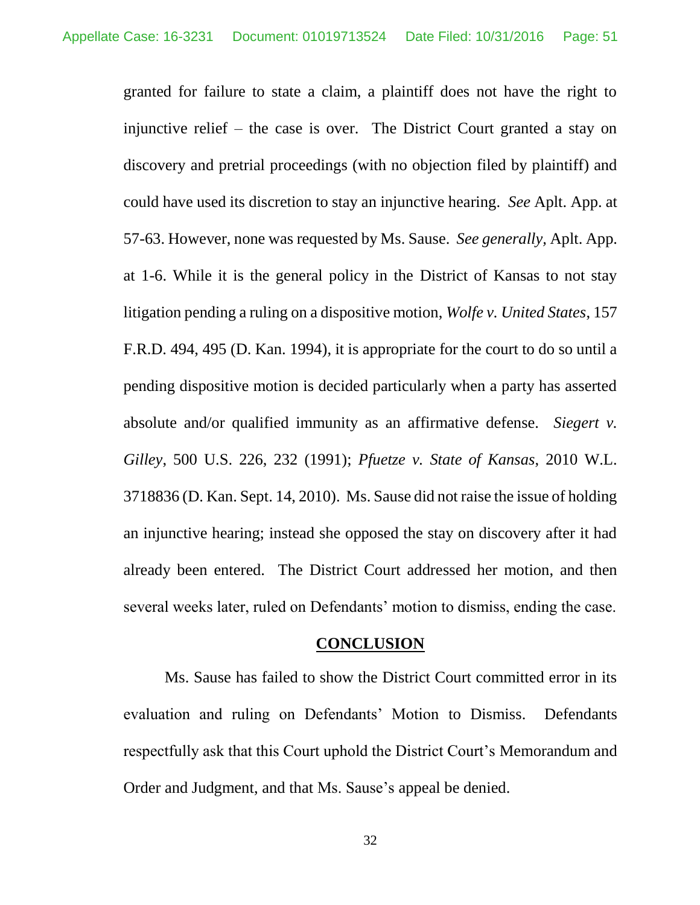granted for failure to state a claim, a plaintiff does not have the right to injunctive relief – the case is over. The District Court granted a stay on discovery and pretrial proceedings (with no objection filed by plaintiff) and could have used its discretion to stay an injunctive hearing. *See* Aplt. App. at 57-63. However, none was requested by Ms. Sause. *See generally,* Aplt. App. at 1-6. While it is the general policy in the District of Kansas to not stay litigation pending a ruling on a dispositive motion, *Wolfe v. United States*, 157 F.R.D. 494, 495 (D. Kan. 1994), it is appropriate for the court to do so until a pending dispositive motion is decided particularly when a party has asserted absolute and/or qualified immunity as an affirmative defense. *Siegert v. Gilley*, 500 U.S. 226, 232 (1991); *Pfuetze v. State of Kansas*, 2010 W.L. 3718836 (D. Kan. Sept. 14, 2010). Ms. Sause did not raise the issue of holding an injunctive hearing; instead she opposed the stay on discovery after it had already been entered. The District Court addressed her motion, and then several weeks later, ruled on Defendants' motion to dismiss, ending the case.

## CONCLUSION

Ms. Sause has failed to show the District Court committed error in its evaluation and ruling on Defendants' Motion to Dismiss. Defendants respectfully ask that this Court uphold the District Court's Memorandum and Order and Judgment, and that Ms. Sause's appeal be denied.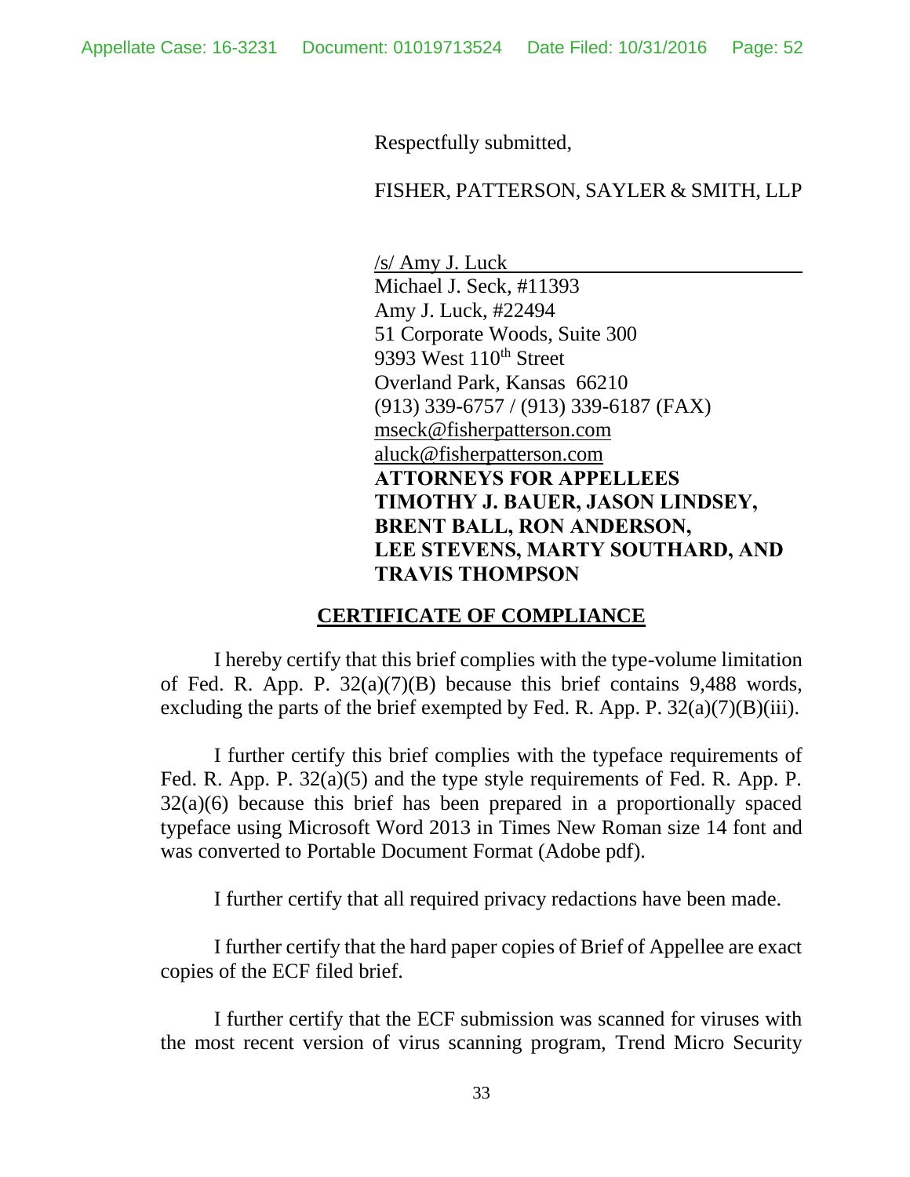Respectfully submitted,

FISHER, PATTERSON, SAYLER & SMITH, LLP

/s/ Amy J. Luck
Michael J. Seck, #11393
Amy J. Luck, #22494
51 Corporate Woods, Suite 300
9393 West 110th Street
Overland Park, Kansas 66210
(913) 339-6757 / (913) 339-6187 (FAX)
mseck@fisherpatterson.com
aluck@fisherpatterson.com
**ATTORNEYS FOR APPELLEES TIMOTHY J. BAUER, JASON LINDSEY, BRENT BALL, RON ANDERSON, LEE STEVENS, MARTY SOUTHARD, AND TRAVIS THOMPSON**

## CERTIFICATE OF COMPLIANCE

I hereby certify that this brief complies with the type-volume limitation of Fed. R. App. P. 32(a)(7)(B) because this brief contains 9,488 words, excluding the parts of the brief exempted by Fed. R. App. P. 32(a)(7)(B)(iii).

I further certify this brief complies with the typeface requirements of Fed. R. App. P. 32(a)(5) and the type style requirements of Fed. R. App. P. 32(a)(6) because this brief has been prepared in a proportionally spaced typeface using Microsoft Word 2013 in Times New Roman size 14 font and was converted to Portable Document Format (Adobe pdf).

I further certify that all required privacy redactions have been made.

I further certify that the hard paper copies of Brief of Appellee are exact copies of the ECF filed brief.

I further certify that the ECF submission was scanned for viruses with the most recent version of virus scanning program, Trend Micro Security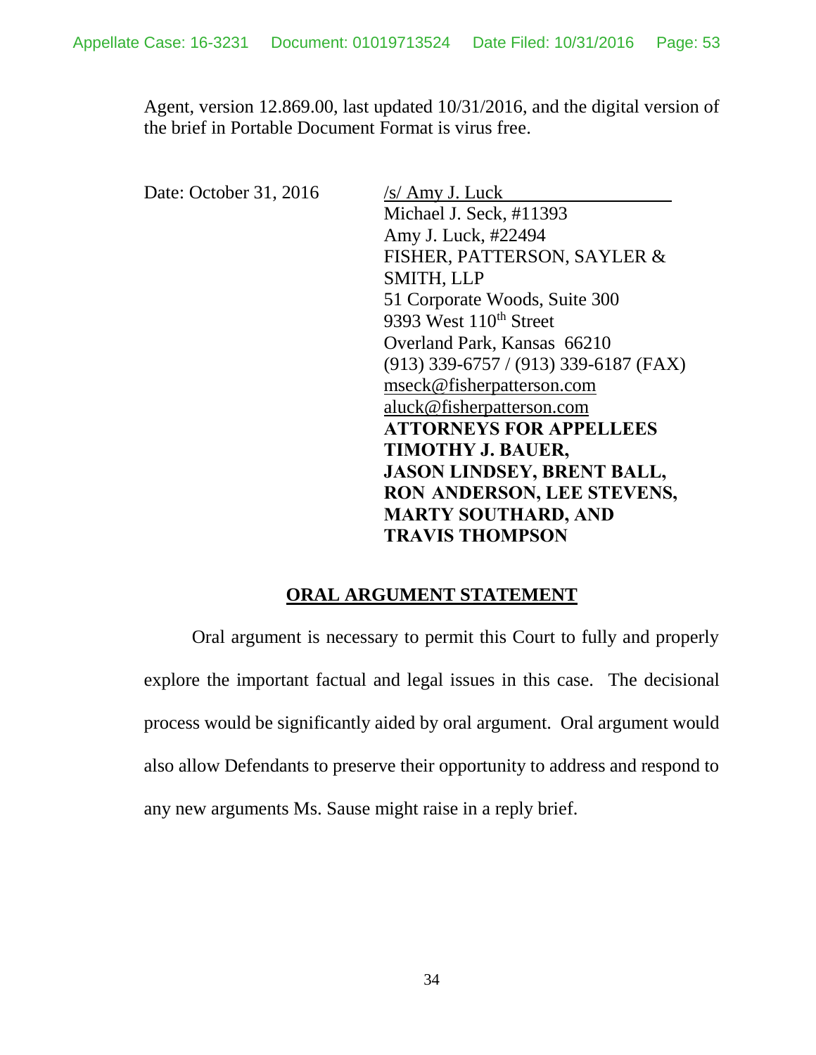Agent, version 12.869.00, last updated 10/31/2016, and the digital version of the brief in Portable Document Format is virus free.

Date: October 31, 2016

/s/ Amy J. Luck
Michael J. Seck, #11393
Amy J. Luck, #22494
FISHER, PATTERSON, SAYLER & SMITH, LLP
51 Corporate Woods, Suite 300
9393 West 110th Street
Overland Park, Kansas 66210
(913) 339-6757 / (913) 339-6187 (FAX)
mseck@fisherpatterson.com
aluck@fisherpatterson.com
**ATTORNEYS FOR APPELLEES TIMOTHY J. BAUER, JASON LINDSEY, BRENT BALL, RON ANDERSON, LEE STEVENS, MARTY SOUTHARD, AND TRAVIS THOMPSON**

## ORAL ARGUMENT STATEMENT

Oral argument is necessary to permit this Court to fully and properly explore the important factual and legal issues in this case. The decisional process would be significantly aided by oral argument. Oral argument would also allow Defendants to preserve their opportunity to address and respond to any new arguments Ms. Sause might raise in a reply brief.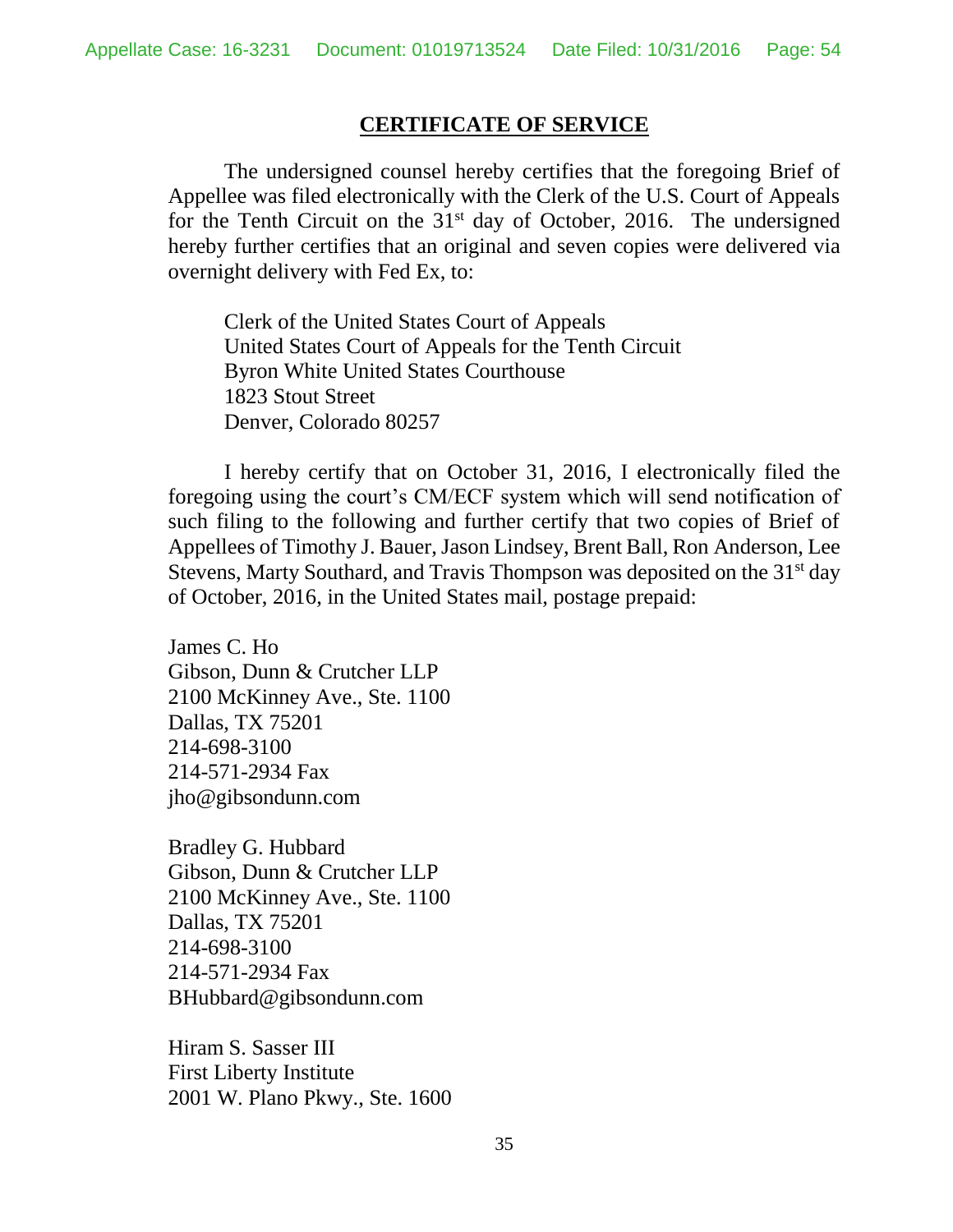## CERTIFICATE OF SERVICE

The undersigned counsel hereby certifies that the foregoing Brief of Appellee was filed electronically with the Clerk of the U.S. Court of Appeals for the Tenth Circuit on the 31st day of October, 2016. The undersigned hereby further certifies that an original and seven copies were delivered via overnight delivery with Fed Ex, to:

Clerk of the United States Court of Appeals
United States Court of Appeals for the Tenth Circuit
Byron White United States Courthouse
1823 Stout Street
Denver, Colorado 80257

I hereby certify that on October 31, 2016, I electronically filed the foregoing using the court's CM/ECF system which will send notification of such filing to the following and further certify that two copies of Brief of Appellees of Timothy J. Bauer, Jason Lindsey, Brent Ball, Ron Anderson, Lee Stevens, Marty Southard, and Travis Thompson was deposited on the 31st day of October, 2016, in the United States mail, postage prepaid:

James C. Ho
Gibson, Dunn & Crutcher LLP
2100 McKinney Ave., Ste. 1100
Dallas, TX 75201
214-698-3100
214-571-2934 Fax
jho@gibsondunn.com

Bradley G. Hubbard
Gibson, Dunn & Crutcher LLP
2100 McKinney Ave., Ste. 1100
Dallas, TX 75201
214-698-3100
214-571-2934 Fax
BHubbard@gibsondunn.com

Hiram S. Sasser III
First Liberty Institute
2001 W. Plano Pkwy., Ste. 1600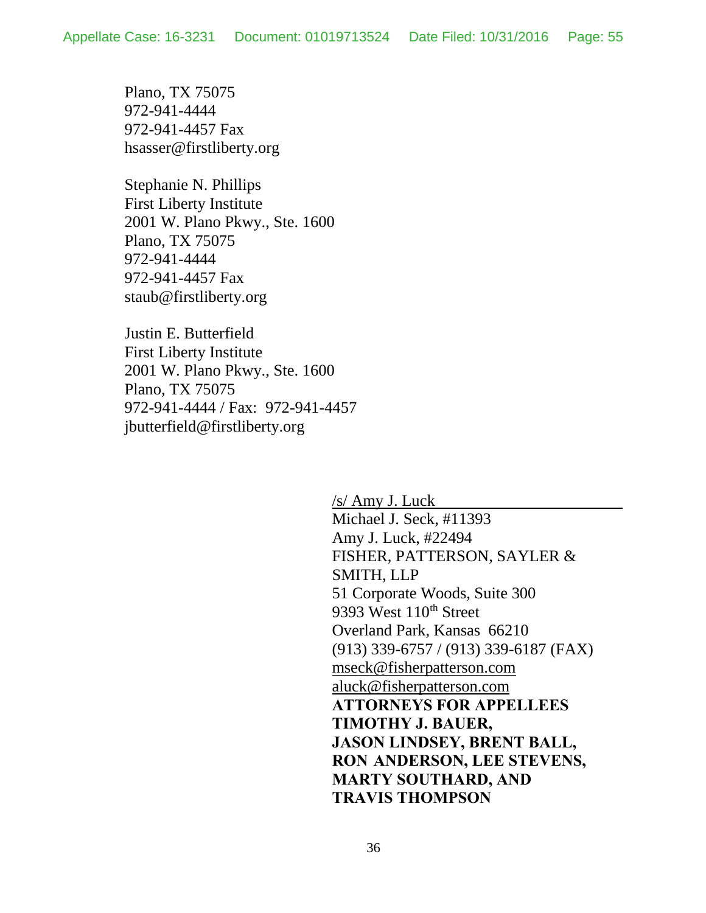Plano, TX 75075
972-941-4444
972-941-4457 Fax
hsasser@firstliberty.org

Stephanie N. Phillips
First Liberty Institute
2001 W. Plano Pkwy., Ste. 1600
Plano, TX 75075
972-941-4444
972-941-4457 Fax
staub@firstliberty.org

Justin E. Butterfield
First Liberty Institute
2001 W. Plano Pkwy., Ste. 1600
Plano, TX 75075
972-941-4444 / Fax: 972-941-4457
jbutterfield@firstliberty.org

/s/ Amy J. Luck
Michael J. Seck, #11393
Amy J. Luck, #22494
FISHER, PATTERSON, SAYLER & SMITH, LLP
51 Corporate Woods, Suite 300
9393 West 110th Street
Overland Park, Kansas 66210
(913) 339-6757 / (913) 339-6187 (FAX)
mseck@fisherpatterson.com
aluck@fisherpatterson.com
**ATTORNEYS FOR APPELLEES TIMOTHY J. BAUER, JASON LINDSEY, BRENT BALL, RON ANDERSON, LEE STEVENS, MARTY SOUTHARD, AND TRAVIS THOMPSON**